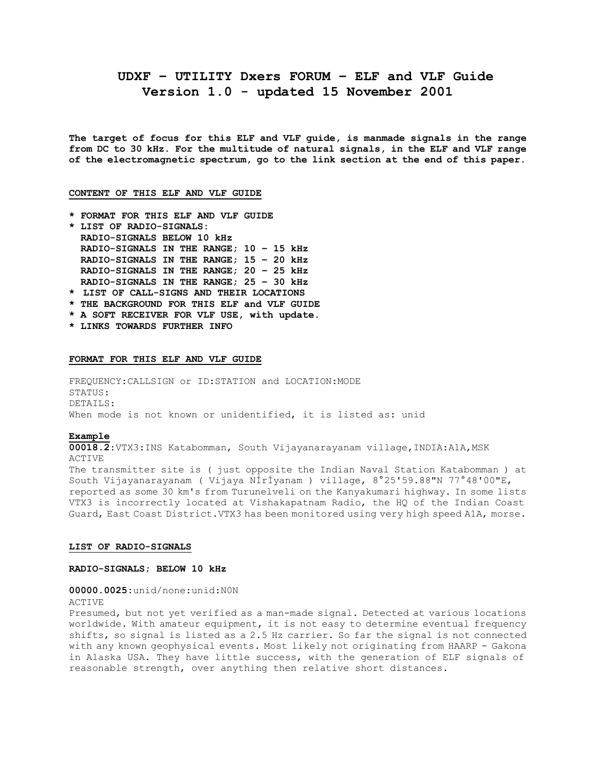# UDXF – UTILITY Dxers FORUM – ELF and VLF Guide
## Version 1.0 - updated 15 November 2001

**The target of focus for this ELF and VLF guide, is manmade signals in the range from DC to 30 kHz. For the multitude of natural signals, in the ELF and VLF range of the electromagnetic spectrum, go to the link section at the end of this paper.**

### CONTENT OF THIS ELF AND VLF GUIDE

- **FORMAT FOR THIS ELF AND VLF GUIDE**
- **LIST OF RADIO-SIGNALS:**
  - **RADIO-SIGNALS BELOW 10 kHz**
  - **RADIO-SIGNALS IN THE RANGE; 10 – 15 kHz**
  - **RADIO-SIGNALS IN THE RANGE; 15 – 20 kHz**
  - **RADIO-SIGNALS IN THE RANGE; 20 – 25 kHz**
  - **RADIO-SIGNALS IN THE RANGE; 25 – 30 kHz**
- **LIST OF CALL-SIGNS AND THEIR LOCATIONS**
- **THE BACKGROUND FOR THIS ELF and VLF GUIDE**
- **A SOFT RECEIVER FOR VLF USE, with update.**
- **LINKS TOWARDS FURTHER INFO**

### FORMAT FOR THIS ELF AND VLF GUIDE

FREQUENCY:CALLSIGN or ID:STATION and LOCATION:MODE
STATUS:
DETAILS:
When mode is not known or unidentified, it is listed as: unid

**Example**

**00018.2**:VTX3:INS Katabomman, South Vijayanarayanam village,INDIA:A1A,MSK
ACTIVE
The transmitter site is ( just opposite the Indian Naval Station Katabomman ) at South Vijayanarayanam ( Vijaya NÍrÍyanam ) village, 8°25'59.88"N 77°48'00"E, reported as some 30 km's from Turunelveli on the Kanyakumari highway. In some lists VTX3 is incorrectly located at Vishakapatnam Radio, the HQ of the Indian Coast Guard, East Coast District.VTX3 has been monitored using very high speed A1A, morse.

### LIST OF RADIO-SIGNALS

#### RADIO-SIGNALS; BELOW 10 kHz

**00000.0025:**unid/none:unid:N0N
ACTIVE
Presumed, but not yet verified as a man-made signal. Detected at various locations worldwide. With amateur equipment, it is not easy to determine eventual frequency shifts, so signal is listed as a 2.5 Hz carrier. So far the signal is not connected with any known geophysical events. Most likely not originating from HAARP - Gakona in Alaska USA. They have little success, with the generation of ELF signals of reasonable strength, over anything then relative short distances.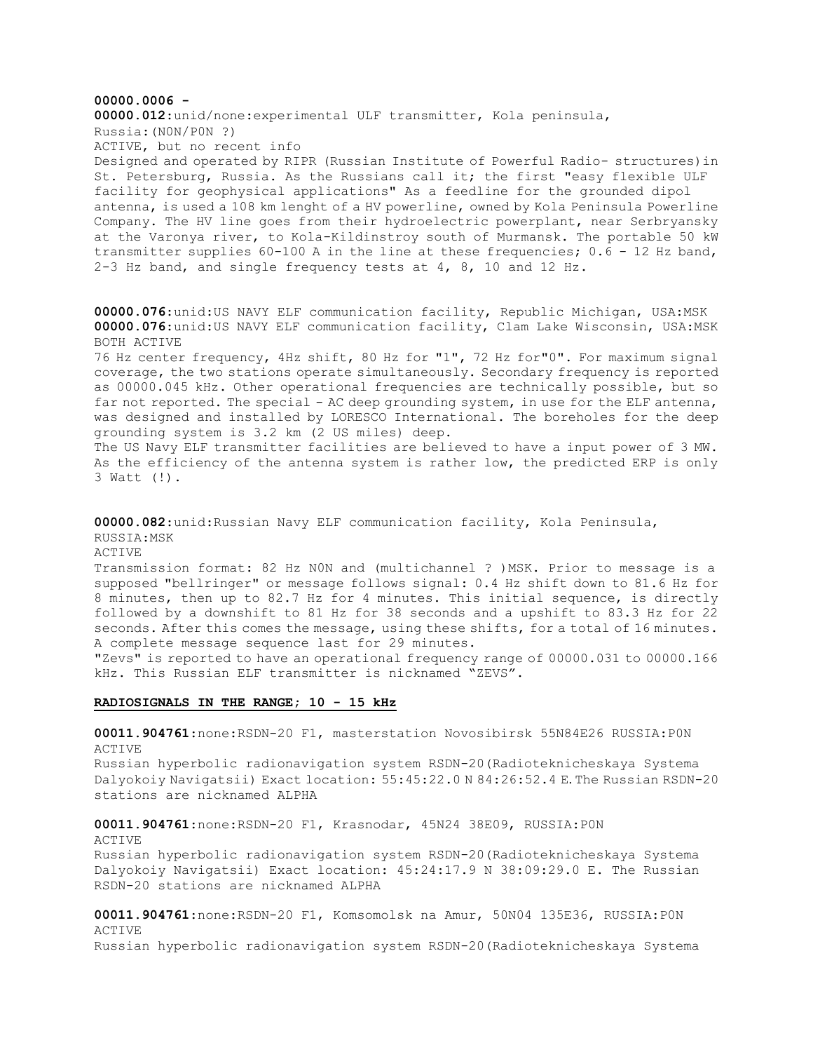**00000.0006 -**
**00000.012**:unid/none:experimental ULF transmitter, Kola peninsula, Russia:(N0N/P0N ?)
ACTIVE, but no recent info
Designed and operated by RIPR (Russian Institute of Powerful Radio- structures)in St. Petersburg, Russia. As the Russians call it; the first "easy flexible ULF facility for geophysical applications" As a feedline for the grounded dipol antenna, is used a 108 km lenght of a HV powerline, owned by Kola Peninsula Powerline Company. The HV line goes from their hydroelectric powerplant, near Serbryansky at the Varonya river, to Kola-Kildinstroy south of Murmansk. The portable 50 kW transmitter supplies 60-100 A in the line at these frequencies; 0.6 - 12 Hz band, 2-3 Hz band, and single frequency tests at 4, 8, 10 and 12 Hz.

**00000.076**:unid:US NAVY ELF communication facility, Republic Michigan, USA:MSK
**00000.076**:unid:US NAVY ELF communication facility, Clam Lake Wisconsin, USA:MSK
BOTH ACTIVE
76 Hz center frequency, 4Hz shift, 80 Hz for "1", 72 Hz for"0". For maximum signal coverage, the two stations operate simultaneously. Secondary frequency is reported as 00000.045 kHz. Other operational frequencies are technically possible, but so far not reported. The special - AC deep grounding system, in use for the ELF antenna, was designed and installed by LORESCO International. The boreholes for the deep grounding system is 3.2 km (2 US miles) deep.
The US Navy ELF transmitter facilities are believed to have a input power of 3 MW. As the efficiency of the antenna system is rather low, the predicted ERP is only 3 Watt (!).

**00000.082**:unid:Russian Navy ELF communication facility, Kola Peninsula, RUSSIA:MSK
ACTIVE
Transmission format: 82 Hz N0N and (multichannel ? )MSK. Prior to message is a supposed "bellringer" or message follows signal: 0.4 Hz shift down to 81.6 Hz for 8 minutes, then up to 82.7 Hz for 4 minutes. This initial sequence, is directly followed by a downshift to 81 Hz for 38 seconds and a upshift to 83.3 Hz for 22 seconds. After this comes the message, using these shifts, for a total of 16 minutes. A complete message sequence last for 29 minutes.
"Zevs" is reported to have an operational frequency range of 00000.031 to 00000.166 kHz. This Russian ELF transmitter is nicknamed "ZEVS".

## RADIOSIGNALS IN THE RANGE; 10 - 15 kHz

**00011.904761**:none:RSDN-20 F1, masterstation Novosibirsk 55N84E26 RUSSIA:P0N
ACTIVE
Russian hyperbolic radionavigation system RSDN-20(Radioteknicheskaya Systema Dalyokoiy Navigatsii) Exact location: 55:45:22.0 N 84:26:52.4 E. The Russian RSDN-20 stations are nicknamed ALPHA

**00011.904761**:none:RSDN-20 F1, Krasnodar, 45N24 38E09, RUSSIA:P0N
ACTIVE
Russian hyperbolic radionavigation system RSDN-20(Radioteknicheskaya Systema Dalyokoiy Navigatsii) Exact location: 45:24:17.9 N 38:09:29.0 E. The Russian RSDN-20 stations are nicknamed ALPHA

**00011.904761**:none:RSDN-20 F1, Komsomolsk na Amur, 50N04 135E36, RUSSIA:P0N
ACTIVE
Russian hyperbolic radionavigation system RSDN-20(Radioteknicheskaya Systema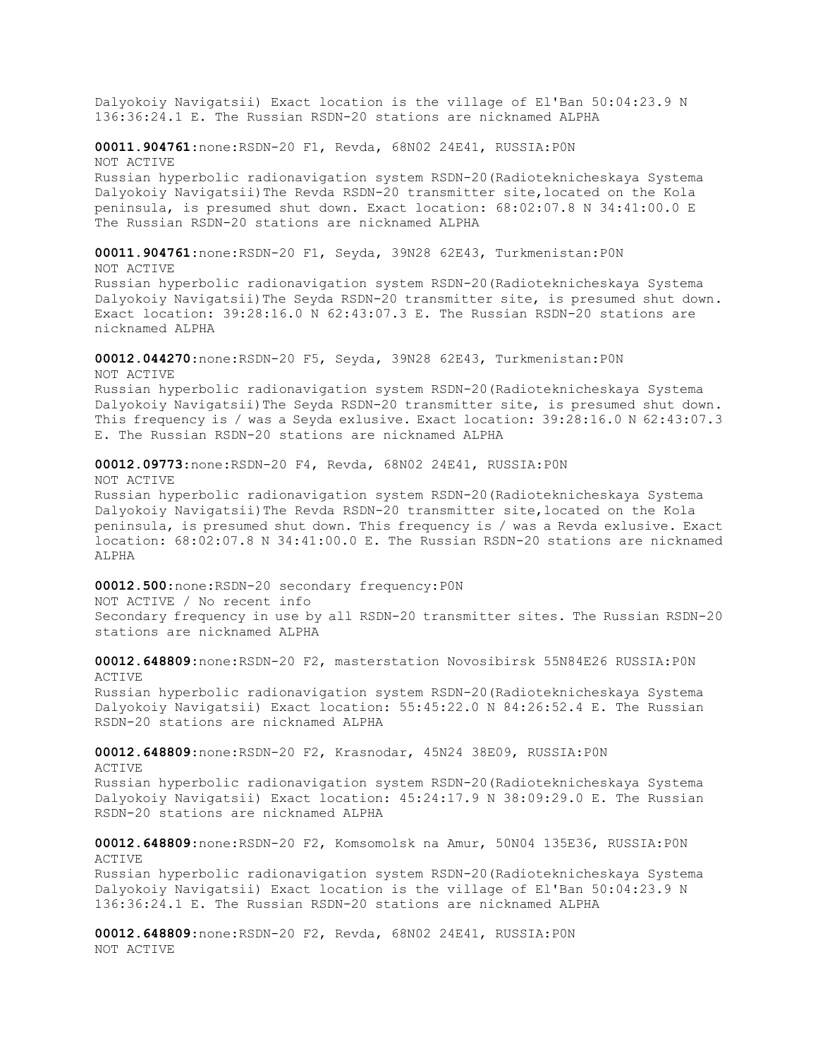Dalyokoiy Navigatsii) Exact location is the village of El'Ban 50:04:23.9 N 136:36:24.1 E. The Russian RSDN-20 stations are nicknamed ALPHA

**00011.904761**:none:RSDN-20 F1, Revda, 68N02 24E41, RUSSIA:P0N
NOT ACTIVE
Russian hyperbolic radionavigation system RSDN-20(Radioteknicheskaya Systema Dalyokoiy Navigatsii)The Revda RSDN-20 transmitter site,located on the Kola peninsula, is presumed shut down. Exact location: 68:02:07.8 N 34:41:00.0 E The Russian RSDN-20 stations are nicknamed ALPHA

**00011.904761**:none:RSDN-20 F1, Seyda, 39N28 62E43, Turkmenistan:P0N
NOT ACTIVE
Russian hyperbolic radionavigation system RSDN-20(Radioteknicheskaya Systema Dalyokoiy Navigatsii)The Seyda RSDN-20 transmitter site, is presumed shut down. Exact location: 39:28:16.0 N 62:43:07.3 E. The Russian RSDN-20 stations are nicknamed ALPHA

**00012.044270**:none:RSDN-20 F5, Seyda, 39N28 62E43, Turkmenistan:P0N
NOT ACTIVE
Russian hyperbolic radionavigation system RSDN-20(Radioteknicheskaya Systema Dalyokoiy Navigatsii)The Seyda RSDN-20 transmitter site, is presumed shut down. This frequency is / was a Seyda exlusive. Exact location: 39:28:16.0 N 62:43:07.3 E. The Russian RSDN-20 stations are nicknamed ALPHA

**00012.09773**:none:RSDN-20 F4, Revda, 68N02 24E41, RUSSIA:P0N
NOT ACTIVE
Russian hyperbolic radionavigation system RSDN-20(Radioteknicheskaya Systema Dalyokoiy Navigatsii)The Revda RSDN-20 transmitter site,located on the Kola peninsula, is presumed shut down. This frequency is / was a Revda exlusive. Exact location: 68:02:07.8 N 34:41:00.0 E. The Russian RSDN-20 stations are nicknamed ALPHA

**00012.500**:none:RSDN-20 secondary frequency:P0N
NOT ACTIVE / No recent info
Secondary frequency in use by all RSDN-20 transmitter sites. The Russian RSDN-20 stations are nicknamed ALPHA

**00012.648809**:none:RSDN-20 F2, masterstation Novosibirsk 55N84E26 RUSSIA:P0N
ACTIVE
Russian hyperbolic radionavigation system RSDN-20(Radioteknicheskaya Systema Dalyokoiy Navigatsii) Exact location: 55:45:22.0 N 84:26:52.4 E. The Russian RSDN-20 stations are nicknamed ALPHA

**00012.648809**:none:RSDN-20 F2, Krasnodar, 45N24 38E09, RUSSIA:P0N
ACTIVE
Russian hyperbolic radionavigation system RSDN-20(Radioteknicheskaya Systema Dalyokoiy Navigatsii) Exact location: 45:24:17.9 N 38:09:29.0 E. The Russian RSDN-20 stations are nicknamed ALPHA

**00012.648809**:none:RSDN-20 F2, Komsomolsk na Amur, 50N04 135E36, RUSSIA:P0N
ACTIVE
Russian hyperbolic radionavigation system RSDN-20(Radioteknicheskaya Systema Dalyokoiy Navigatsii) Exact location is the village of El'Ban 50:04:23.9 N 136:36:24.1 E. The Russian RSDN-20 stations are nicknamed ALPHA

**00012.648809**:none:RSDN-20 F2, Revda, 68N02 24E41, RUSSIA:P0N
NOT ACTIVE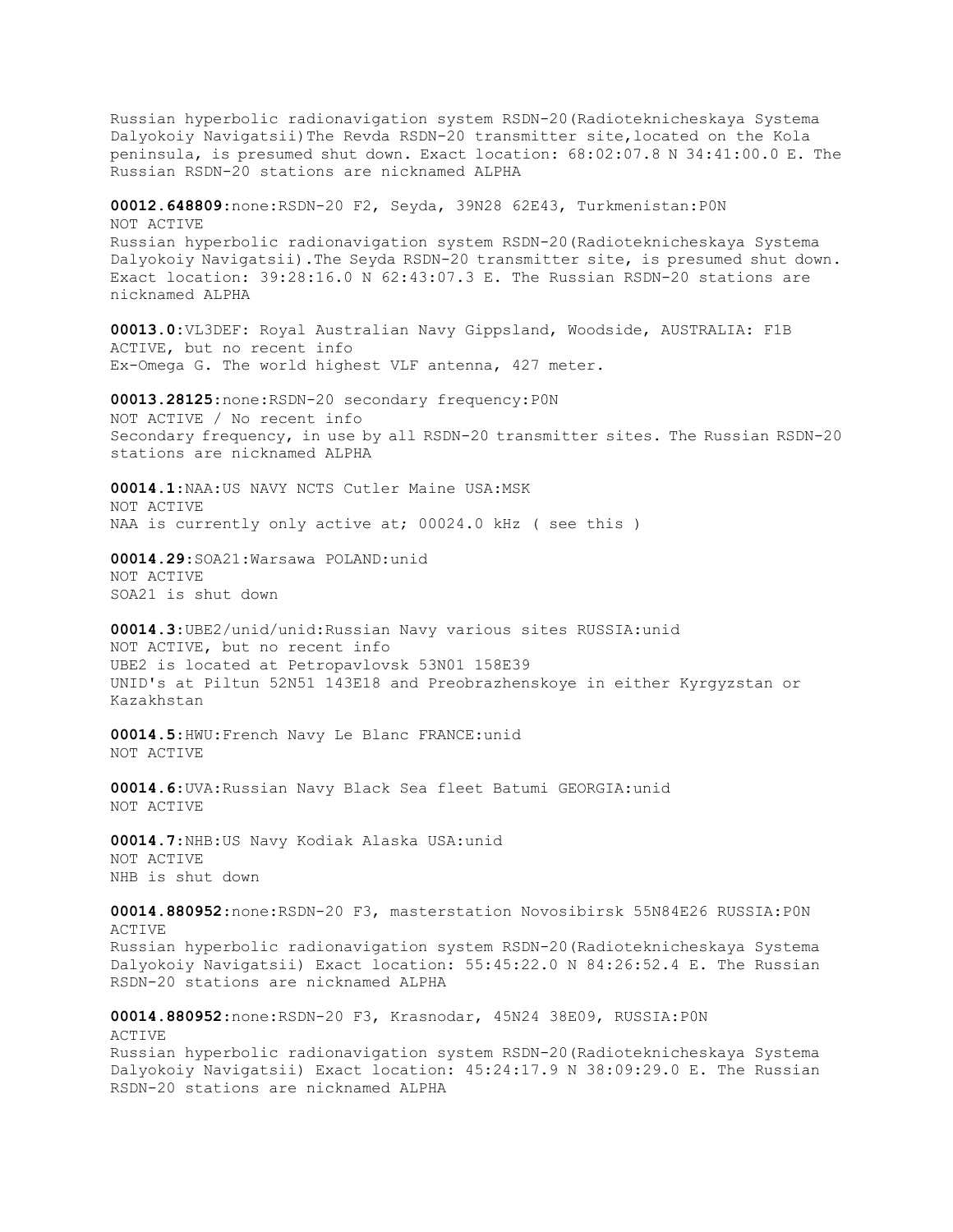Russian hyperbolic radionavigation system RSDN-20(Radioteknicheskaya Systema Dalyokoiy Navigatsii)The Revda RSDN-20 transmitter site,located on the Kola peninsula, is presumed shut down. Exact location: 68:02:07.8 N 34:41:00.0 E. The Russian RSDN-20 stations are nicknamed ALPHA

**00012.648809**:none:RSDN-20 F2, Seyda, 39N28 62E43, Turkmenistan:P0N
NOT ACTIVE
Russian hyperbolic radionavigation system RSDN-20(Radioteknicheskaya Systema Dalyokoiy Navigatsii).The Seyda RSDN-20 transmitter site, is presumed shut down. Exact location: 39:28:16.0 N 62:43:07.3 E. The Russian RSDN-20 stations are nicknamed ALPHA

**00013.0**:VL3DEF: Royal Australian Navy Gippsland, Woodside, AUSTRALIA: F1B
ACTIVE, but no recent info
Ex-Omega G. The world highest VLF antenna, 427 meter.

**00013.28125**:none:RSDN-20 secondary frequency:P0N
NOT ACTIVE / No recent info
Secondary frequency, in use by all RSDN-20 transmitter sites. The Russian RSDN-20 stations are nicknamed ALPHA

**00014.1**:NAA:US NAVY NCTS Cutler Maine USA:MSK
NOT ACTIVE
NAA is currently only active at; 00024.0 kHz ( see this )

**00014.29**:SOA21:Warsawa POLAND:unid
NOT ACTIVE
SOA21 is shut down

**00014.3**:UBE2/unid/unid:Russian Navy various sites RUSSIA:unid
NOT ACTIVE, but no recent info
UBE2 is located at Petropavlovsk 53N01 158E39
UNID's at Piltun 52N51 143E18 and Preobrazhenskoye in either Kyrgyzstan or Kazakhstan

**00014.5**:HWU:French Navy Le Blanc FRANCE:unid
NOT ACTIVE

**00014.6**:UVA:Russian Navy Black Sea fleet Batumi GEORGIA:unid
NOT ACTIVE

**00014.7**:NHB:US Navy Kodiak Alaska USA:unid
NOT ACTIVE
NHB is shut down

**00014.880952**:none:RSDN-20 F3, masterstation Novosibirsk 55N84E26 RUSSIA:P0N
ACTIVE
Russian hyperbolic radionavigation system RSDN-20(Radioteknicheskaya Systema Dalyokoiy Navigatsii) Exact location: 55:45:22.0 N 84:26:52.4 E. The Russian RSDN-20 stations are nicknamed ALPHA

**00014.880952**:none:RSDN-20 F3, Krasnodar, 45N24 38E09, RUSSIA:P0N
ACTIVE
Russian hyperbolic radionavigation system RSDN-20(Radioteknicheskaya Systema Dalyokoiy Navigatsii) Exact location: 45:24:17.9 N 38:09:29.0 E. The Russian RSDN-20 stations are nicknamed ALPHA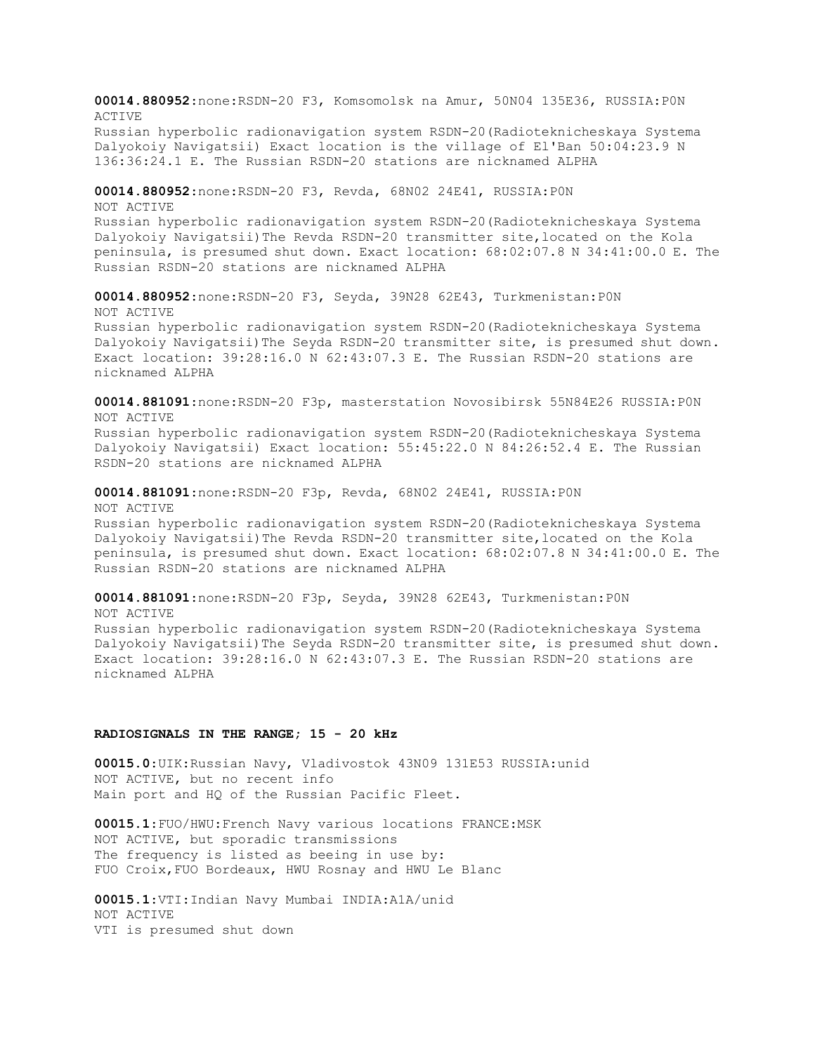**00014.880952**:none:RSDN-20 F3, Komsomolsk na Amur, 50N04 135E36, RUSSIA:P0N
ACTIVE
Russian hyperbolic radionavigation system RSDN-20(Radioteknicheskaya Systema Dalyokoiy Navigatsii) Exact location is the village of El'Ban 50:04:23.9 N 136:36:24.1 E. The Russian RSDN-20 stations are nicknamed ALPHA

**00014.880952**:none:RSDN-20 F3, Revda, 68N02 24E41, RUSSIA:P0N
NOT ACTIVE
Russian hyperbolic radionavigation system RSDN-20(Radioteknicheskaya Systema Dalyokoiy Navigatsii)The Revda RSDN-20 transmitter site,located on the Kola peninsula, is presumed shut down. Exact location: 68:02:07.8 N 34:41:00.0 E. The Russian RSDN-20 stations are nicknamed ALPHA

**00014.880952**:none:RSDN-20 F3, Seyda, 39N28 62E43, Turkmenistan:P0N
NOT ACTIVE
Russian hyperbolic radionavigation system RSDN-20(Radioteknicheskaya Systema Dalyokoiy Navigatsii)The Seyda RSDN-20 transmitter site, is presumed shut down. Exact location: 39:28:16.0 N 62:43:07.3 E. The Russian RSDN-20 stations are nicknamed ALPHA

**00014.881091**:none:RSDN-20 F3p, masterstation Novosibirsk 55N84E26 RUSSIA:P0N
NOT ACTIVE
Russian hyperbolic radionavigation system RSDN-20(Radioteknicheskaya Systema Dalyokoiy Navigatsii) Exact location: 55:45:22.0 N 84:26:52.4 E. The Russian RSDN-20 stations are nicknamed ALPHA

**00014.881091**:none:RSDN-20 F3p, Revda, 68N02 24E41, RUSSIA:P0N
NOT ACTIVE
Russian hyperbolic radionavigation system RSDN-20(Radioteknicheskaya Systema Dalyokoiy Navigatsii)The Revda RSDN-20 transmitter site,located on the Kola peninsula, is presumed shut down. Exact location: 68:02:07.8 N 34:41:00.0 E. The Russian RSDN-20 stations are nicknamed ALPHA

**00014.881091**:none:RSDN-20 F3p, Seyda, 39N28 62E43, Turkmenistan:P0N
NOT ACTIVE
Russian hyperbolic radionavigation system RSDN-20(Radioteknicheskaya Systema Dalyokoiy Navigatsii)The Seyda RSDN-20 transmitter site, is presumed shut down. Exact location: 39:28:16.0 N 62:43:07.3 E. The Russian RSDN-20 stations are nicknamed ALPHA

## RADIOSIGNALS IN THE RANGE; 15 - 20 kHz

**00015.0**:UIK:Russian Navy, Vladivostok 43N09 131E53 RUSSIA:unid
NOT ACTIVE, but no recent info
Main port and HQ of the Russian Pacific Fleet.

**00015.1**:FUO/HWU:French Navy various locations FRANCE:MSK
NOT ACTIVE, but sporadic transmissions
The frequency is listed as beeing in use by:
FUO Croix,FUO Bordeaux, HWU Rosnay and HWU Le Blanc

**00015.1**:VTI:Indian Navy Mumbai INDIA:A1A/unid
NOT ACTIVE
VTI is presumed shut down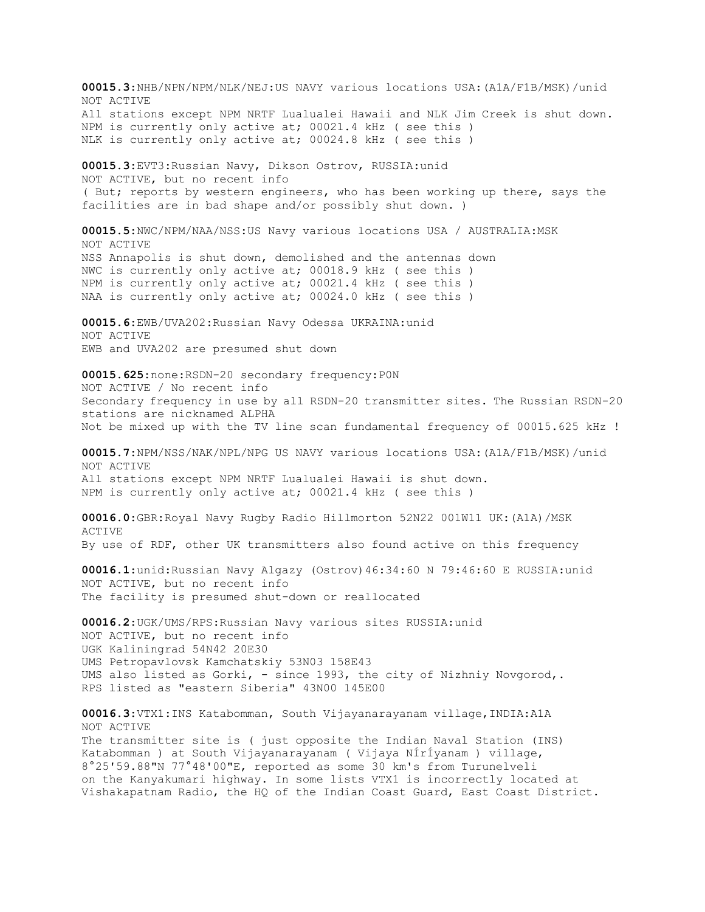**00015.3**:NHB/NPN/NPM/NLK/NEJ:US NAVY various locations USA:(A1A/F1B/MSK)/unid
NOT ACTIVE
All stations except NPM NRTF Lualualei Hawaii and NLK Jim Creek is shut down.
NPM is currently only active at; 00021.4 kHz ( see this )
NLK is currently only active at; 00024.8 kHz ( see this )

**00015.3**:EVT3:Russian Navy, Dikson Ostrov, RUSSIA:unid
NOT ACTIVE, but no recent info
( But; reports by western engineers, who has been working up there, says the facilities are in bad shape and/or possibly shut down. )

**00015.5**:NWC/NPM/NAA/NSS:US Navy various locations USA / AUSTRALIA:MSK
NOT ACTIVE
NSS Annapolis is shut down, demolished and the antennas down
NWC is currently only active at; 00018.9 kHz ( see this )
NPM is currently only active at; 00021.4 kHz ( see this )
NAA is currently only active at; 00024.0 kHz ( see this )

**00015.6**:EWB/UVA202:Russian Navy Odessa UKRAINA:unid
NOT ACTIVE
EWB and UVA202 are presumed shut down

**00015.625**:none:RSDN-20 secondary frequency:P0N
NOT ACTIVE / No recent info
Secondary frequency in use by all RSDN-20 transmitter sites. The Russian RSDN-20 stations are nicknamed ALPHA
Not be mixed up with the TV line scan fundamental frequency of 00015.625 kHz !

**00015.7**:NPM/NSS/NAK/NPL/NPG US NAVY various locations USA:(A1A/F1B/MSK)/unid
NOT ACTIVE
All stations except NPM NRTF Lualualei Hawaii is shut down.
NPM is currently only active at; 00021.4 kHz ( see this )

**00016.0**:GBR:Royal Navy Rugby Radio Hillmorton 52N22 001W11 UK:(A1A)/MSK
ACTIVE
By use of RDF, other UK transmitters also found active on this frequency

**00016.1**:unid:Russian Navy Algazy (Ostrov)46:34:60 N 79:46:60 E RUSSIA:unid
NOT ACTIVE, but no recent info
The facility is presumed shut-down or reallocated

**00016.2**:UGK/UMS/RPS:Russian Navy various sites RUSSIA:unid
NOT ACTIVE, but no recent info
UGK Kaliningrad 54N42 20E30
UMS Petropavlovsk Kamchatskiy 53N03 158E43
UMS also listed as Gorki, - since 1993, the city of Nizhniy Novgorod,.
RPS listed as "eastern Siberia" 43N00 145E00

**00016.3**:VTX1:INS Katabomman, South Vijayanarayanam village,INDIA:A1A
NOT ACTIVE
The transmitter site is ( just opposite the Indian Naval Station (INS) Katabomman ) at South Vijayanarayanam ( Vijaya NÍrÍyanam ) village, 8°25'59.88"N 77°48'00"E, reported as some 30 km's from Turunelveli on the Kanyakumari highway. In some lists VTX1 is incorrectly located at Vishakapatnam Radio, the HQ of the Indian Coast Guard, East Coast District.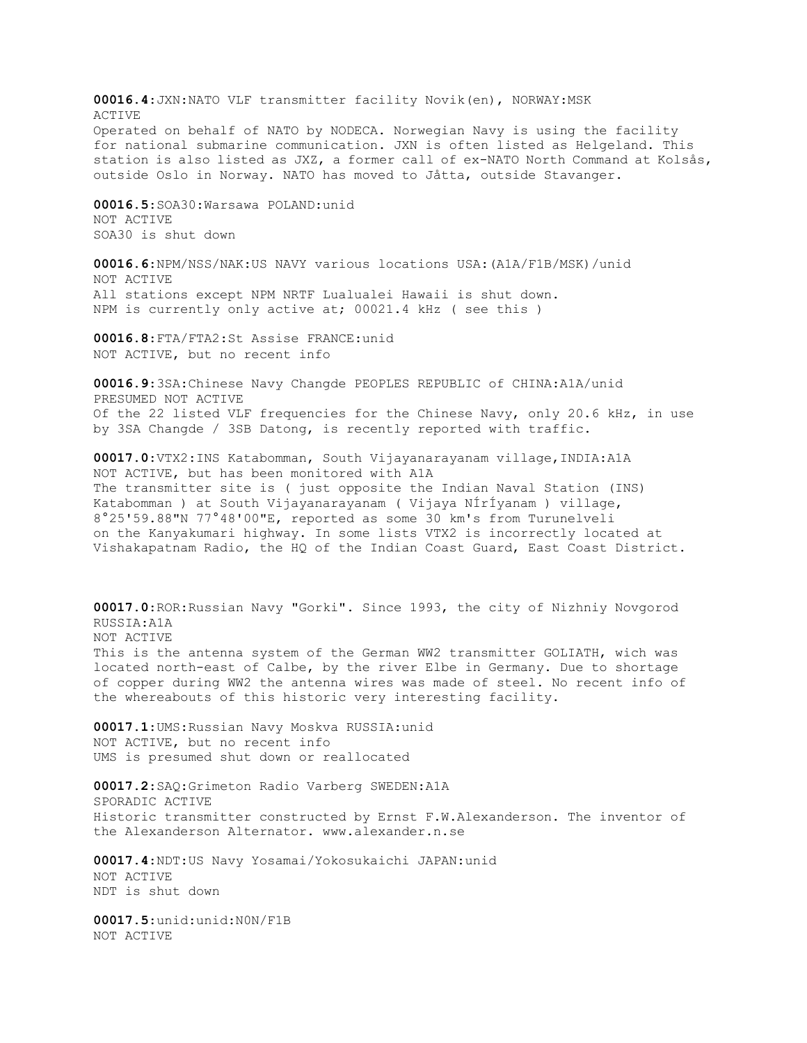**00016.4**:JXN:NATO VLF transmitter facility Novik(en), NORWAY:MSK
ACTIVE
Operated on behalf of NATO by NODECA. Norwegian Navy is using the facility for national submarine communication. JXN is often listed as Helgeland. This station is also listed as JXZ, a former call of ex-NATO North Command at Kolsås, outside Oslo in Norway. NATO has moved to Jåtta, outside Stavanger.

**00016.5**:SOA30:Warsawa POLAND:unid
NOT ACTIVE
SOA30 is shut down

**00016.6**:NPM/NSS/NAK:US NAVY various locations USA:(A1A/F1B/MSK)/unid
NOT ACTIVE
All stations except NPM NRTF Lualualei Hawaii is shut down.
NPM is currently only active at; 00021.4 kHz ( see this )

**00016.8**:FTA/FTA2:St Assise FRANCE:unid
NOT ACTIVE, but no recent info

**00016.9**:3SA:Chinese Navy Changde PEOPLES REPUBLIC of CHINA:A1A/unid
PRESUMED NOT ACTIVE
Of the 22 listed VLF frequencies for the Chinese Navy, only 20.6 kHz, in use by 3SA Changde / 3SB Datong, is recently reported with traffic.

**00017.0**:VTX2:INS Katabomman, South Vijayanarayanam village,INDIA:A1A
NOT ACTIVE, but has been monitored with A1A
The transmitter site is ( just opposite the Indian Naval Station (INS) Katabomman ) at South Vijayanarayanam ( Vijaya NÍrÍyanam ) village, 8°25'59.88"N 77°48'00"E, reported as some 30 km's from Turunelveli on the Kanyakumari highway. In some lists VTX2 is incorrectly located at Vishakapatnam Radio, the HQ of the Indian Coast Guard, East Coast District.

**00017.0**:ROR:Russian Navy "Gorki". Since 1993, the city of Nizhniy Novgorod RUSSIA:A1A
NOT ACTIVE
This is the antenna system of the German WW2 transmitter GOLIATH, wich was located north-east of Calbe, by the river Elbe in Germany. Due to shortage of copper during WW2 the antenna wires was made of steel. No recent info of the whereabouts of this historic very interesting facility.

**00017.1**:UMS:Russian Navy Moskva RUSSIA:unid
NOT ACTIVE, but no recent info
UMS is presumed shut down or reallocated

**00017.2**:SAQ:Grimeton Radio Varberg SWEDEN:A1A
SPORADIC ACTIVE
Historic transmitter constructed by Ernst F.W.Alexanderson. The inventor of the Alexanderson Alternator. www.alexander.n.se

**00017.4**:NDT:US Navy Yosamai/Yokosukaichi JAPAN:unid
NOT ACTIVE
NDT is shut down

**00017.5**:unid:unid:N0N/F1B
NOT ACTIVE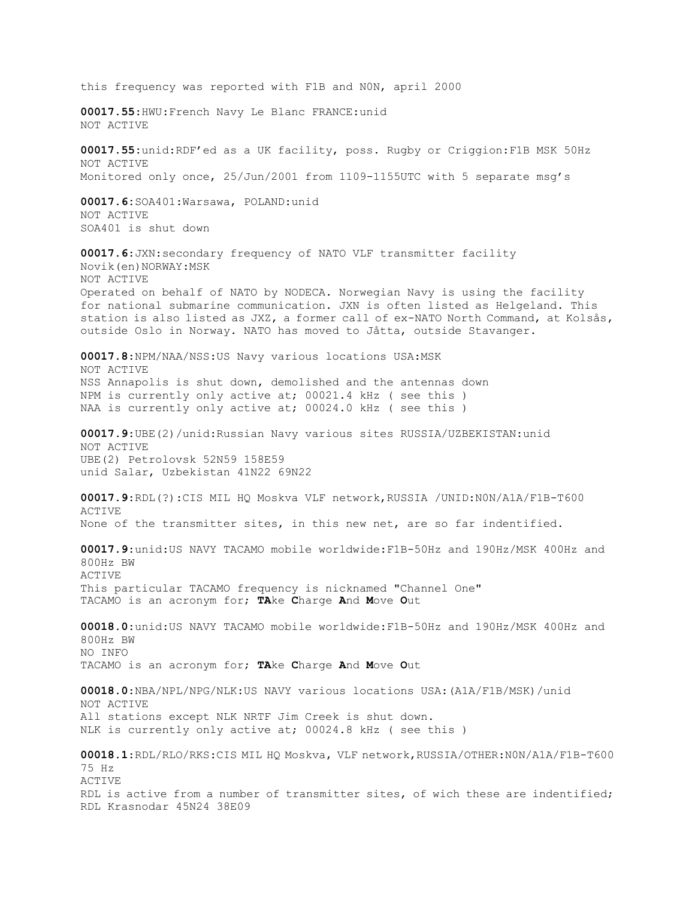this frequency was reported with F1B and N0N, april 2000

**00017.55**:HWU:French Navy Le Blanc FRANCE:unid
NOT ACTIVE

**00017.55**:unid:RDF'ed as a UK facility, poss. Rugby or Criggion:F1B MSK 50Hz
NOT ACTIVE
Monitored only once, 25/Jun/2001 from 1109-1155UTC with 5 separate msg's

**00017.6**:SOA401:Warsawa, POLAND:unid
NOT ACTIVE
SOA401 is shut down

**00017.6**:JXN:secondary frequency of NATO VLF transmitter facility Novik(en)NORWAY:MSK
NOT ACTIVE
Operated on behalf of NATO by NODECA. Norwegian Navy is using the facility for national submarine communication. JXN is often listed as Helgeland. This station is also listed as JXZ, a former call of ex-NATO North Command, at Kolsås, outside Oslo in Norway. NATO has moved to Jåtta, outside Stavanger.

**00017.8**:NPM/NAA/NSS:US Navy various locations USA:MSK
NOT ACTIVE
NSS Annapolis is shut down, demolished and the antennas down
NPM is currently only active at; 00021.4 kHz ( see this )
NAA is currently only active at; 00024.0 kHz ( see this )

**00017.9**:UBE(2)/unid:Russian Navy various sites RUSSIA/UZBEKISTAN:unid
NOT ACTIVE
UBE(2) Petrolovsk 52N59 158E59
unid Salar, Uzbekistan 41N22 69N22

**00017.9**:RDL(?):CIS MIL HQ Moskva VLF network,RUSSIA /UNID:N0N/A1A/F1B-T600
ACTIVE
None of the transmitter sites, in this new net, are so far indentified.

**00017.9**:unid:US NAVY TACAMO mobile worldwide:F1B-50Hz and 190Hz/MSK 400Hz and 800Hz BW
ACTIVE
This particular TACAMO frequency is nicknamed "Channel One"
TACAMO is an acronym for; **TA**ke **C**harge **A**nd **M**ove **O**ut

**00018.0**:unid:US NAVY TACAMO mobile worldwide:F1B-50Hz and 190Hz/MSK 400Hz and 800Hz BW
NO INFO
TACAMO is an acronym for; **TA**ke **C**harge **A**nd **M**ove **O**ut

**00018.0**:NBA/NPL/NPG/NLK:US NAVY various locations USA:(A1A/F1B/MSK)/unid
NOT ACTIVE
All stations except NLK NRTF Jim Creek is shut down.
NLK is currently only active at; 00024.8 kHz ( see this )

**00018.1**:RDL/RLO/RKS:CIS MIL HQ Moskva, VLF network,RUSSIA/OTHER:N0N/A1A/F1B-T600 75 Hz
ACTIVE
RDL is active from a number of transmitter sites, of wich these are indentified;
RDL Krasnodar 45N24 38E09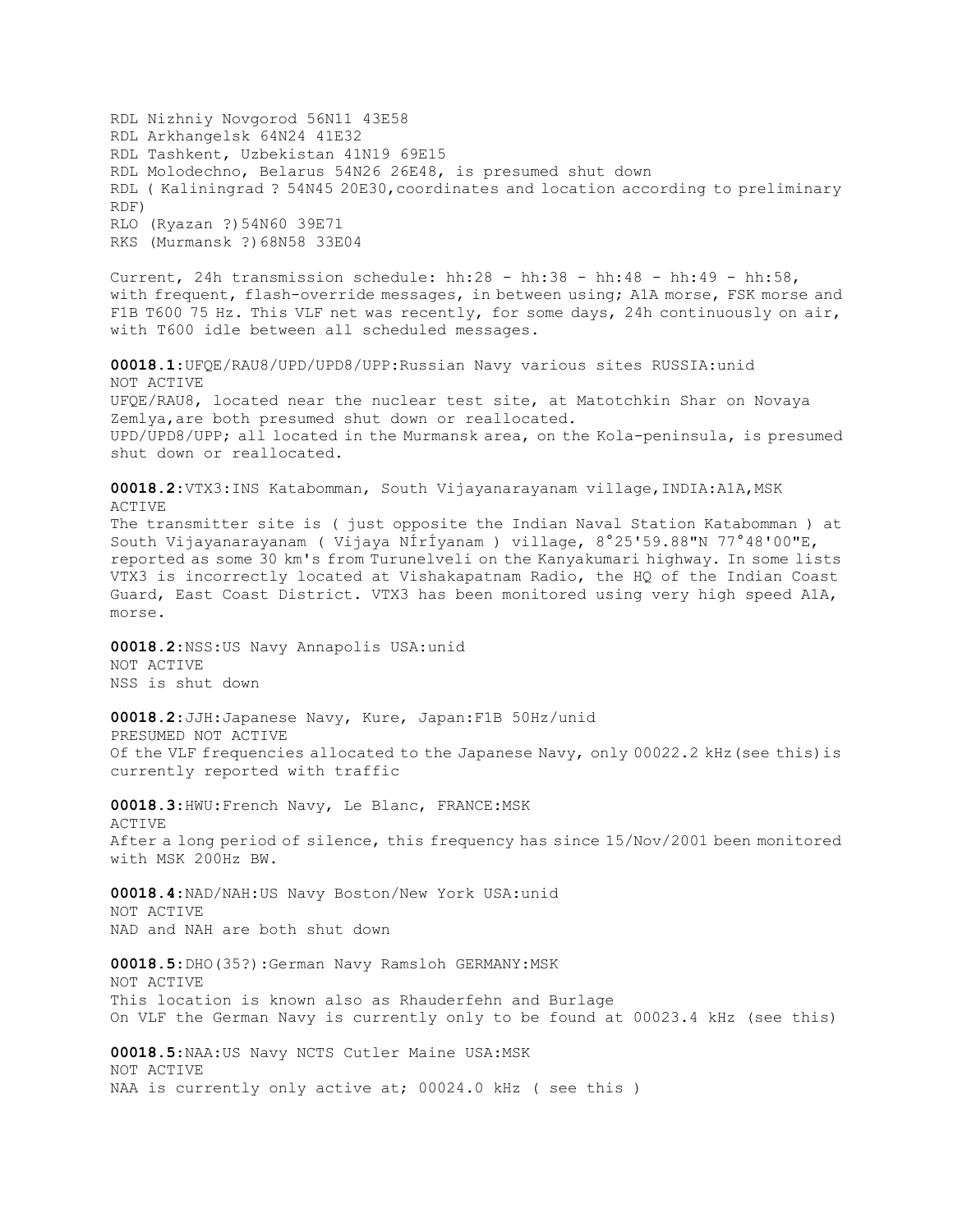RDL Nizhniy Novgorod 56N11 43E58
RDL Arkhangelsk 64N24 41E32
RDL Tashkent, Uzbekistan 41N19 69E15
RDL Molodechno, Belarus 54N26 26E48, is presumed shut down
RDL ( Kaliningrad ? 54N45 20E30,coordinates and location according to preliminary RDF)
RLO (Ryazan ?)54N60 39E71
RKS (Murmansk ?)68N58 33E04

Current, 24h transmission schedule: hh:28 - hh:38 - hh:48 - hh:49 - hh:58, with frequent, flash-override messages, in between using; A1A morse, FSK morse and F1B T600 75 Hz. This VLF net was recently, for some days, 24h continuously on air, with T600 idle between all scheduled messages.

**00018.1**:UFQE/RAU8/UPD/UPD8/UPP:Russian Navy various sites RUSSIA:unid
NOT ACTIVE
UFQE/RAU8, located near the nuclear test site, at Matotchkin Shar on Novaya Zemlya,are both presumed shut down or reallocated.
UPD/UPD8/UPP; all located in the Murmansk area, on the Kola-peninsula, is presumed shut down or reallocated.

**00018.2**:VTX3:INS Katabomman, South Vijayanarayanam village,INDIA:A1A,MSK
ACTIVE
The transmitter site is ( just opposite the Indian Naval Station Katabomman ) at South Vijayanarayanam ( Vijaya NÍrÍyanam ) village, 8°25'59.88"N 77°48'00"E, reported as some 30 km's from Turunelveli on the Kanyakumari highway. In some lists VTX3 is incorrectly located at Vishakapatnam Radio, the HQ of the Indian Coast Guard, East Coast District. VTX3 has been monitored using very high speed A1A, morse.

**00018.2**:NSS:US Navy Annapolis USA:unid
NOT ACTIVE
NSS is shut down

**00018.2**:JJH:Japanese Navy, Kure, Japan:F1B 50Hz/unid
PRESUMED NOT ACTIVE
Of the VLF frequencies allocated to the Japanese Navy, only 00022.2 kHz(see this)is currently reported with traffic

**00018.3**:HWU:French Navy, Le Blanc, FRANCE:MSK
ACTIVE
After a long period of silence, this frequency has since 15/Nov/2001 been monitored with MSK 200Hz BW.

**00018.4**:NAD/NAH:US Navy Boston/New York USA:unid
NOT ACTIVE
NAD and NAH are both shut down

**00018.5**:DHO(35?):German Navy Ramsloh GERMANY:MSK
NOT ACTIVE
This location is known also as Rhauderfehn and Burlage
On VLF the German Navy is currently only to be found at 00023.4 kHz (see this)

**00018.5**:NAA:US Navy NCTS Cutler Maine USA:MSK
NOT ACTIVE
NAA is currently only active at; 00024.0 kHz ( see this )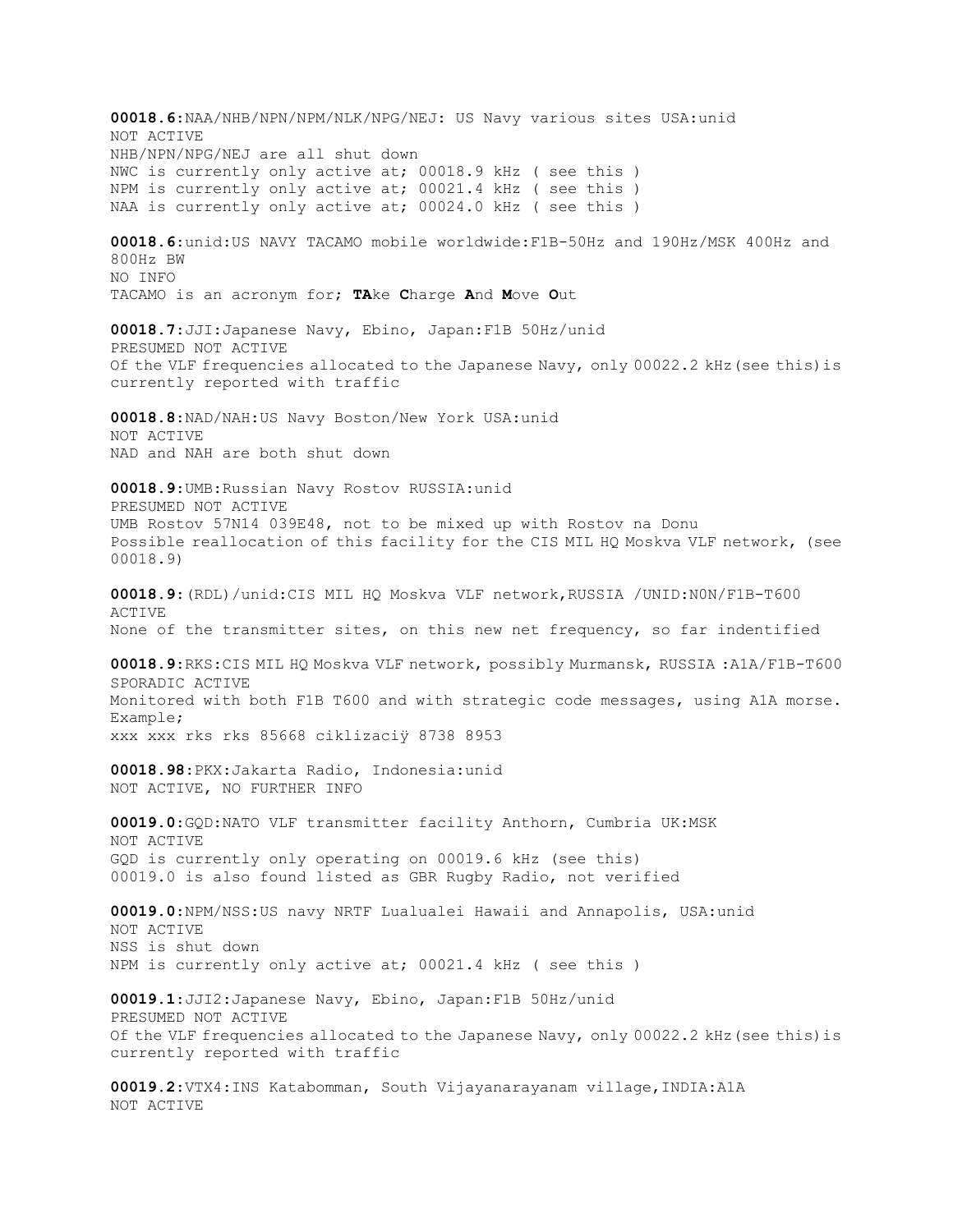**00018.6**:NAA/NHB/NPN/NPM/NLK/NPG/NEJ: US Navy various sites USA:unid
NOT ACTIVE
NHB/NPN/NPG/NEJ are all shut down
NWC is currently only active at; 00018.9 kHz ( see this )
NPM is currently only active at; 00021.4 kHz ( see this )
NAA is currently only active at; 00024.0 kHz ( see this )

**00018.6**:unid:US NAVY TACAMO mobile worldwide:F1B-50Hz and 190Hz/MSK 400Hz and 800Hz BW
NO INFO
TACAMO is an acronym for; **TA**ke **C**harge **A**nd **M**ove **O**ut

**00018.7**:JJI:Japanese Navy, Ebino, Japan:F1B 50Hz/unid
PRESUMED NOT ACTIVE
Of the VLF frequencies allocated to the Japanese Navy, only 00022.2 kHz(see this)is currently reported with traffic

**00018.8**:NAD/NAH:US Navy Boston/New York USA:unid
NOT ACTIVE
NAD and NAH are both shut down

**00018.9**:UMB:Russian Navy Rostov RUSSIA:unid
PRESUMED NOT ACTIVE
UMB Rostov 57N14 039E48, not to be mixed up with Rostov na Donu
Possible reallocation of this facility for the CIS MIL HQ Moskva VLF network, (see 00018.9)

**00018.9**:(RDL)/unid:CIS MIL HQ Moskva VLF network,RUSSIA /UNID:N0N/F1B-T600
ACTIVE
None of the transmitter sites, on this new net frequency, so far indentified

**00018.9**:RKS:CIS MIL HQ Moskva VLF network, possibly Murmansk, RUSSIA :A1A/F1B-T600
SPORADIC ACTIVE
Monitored with both F1B T600 and with strategic code messages, using A1A morse. Example;
xxx xxx rks rks 85668 ciklizaciÿ 8738 8953

**00018.98**:PKX:Jakarta Radio, Indonesia:unid
NOT ACTIVE, NO FURTHER INFO

**00019.0**:GQD:NATO VLF transmitter facility Anthorn, Cumbria UK:MSK
NOT ACTIVE
GQD is currently only operating on 00019.6 kHz (see this)
00019.0 is also found listed as GBR Rugby Radio, not verified

**00019.0**:NPM/NSS:US navy NRTF Lualualei Hawaii and Annapolis, USA:unid
NOT ACTIVE
NSS is shut down
NPM is currently only active at; 00021.4 kHz ( see this )

**00019.1**:JJI2:Japanese Navy, Ebino, Japan:F1B 50Hz/unid
PRESUMED NOT ACTIVE
Of the VLF frequencies allocated to the Japanese Navy, only 00022.2 kHz(see this)is currently reported with traffic

**00019.2**:VTX4:INS Katabomman, South Vijayanarayanam village,INDIA:A1A
NOT ACTIVE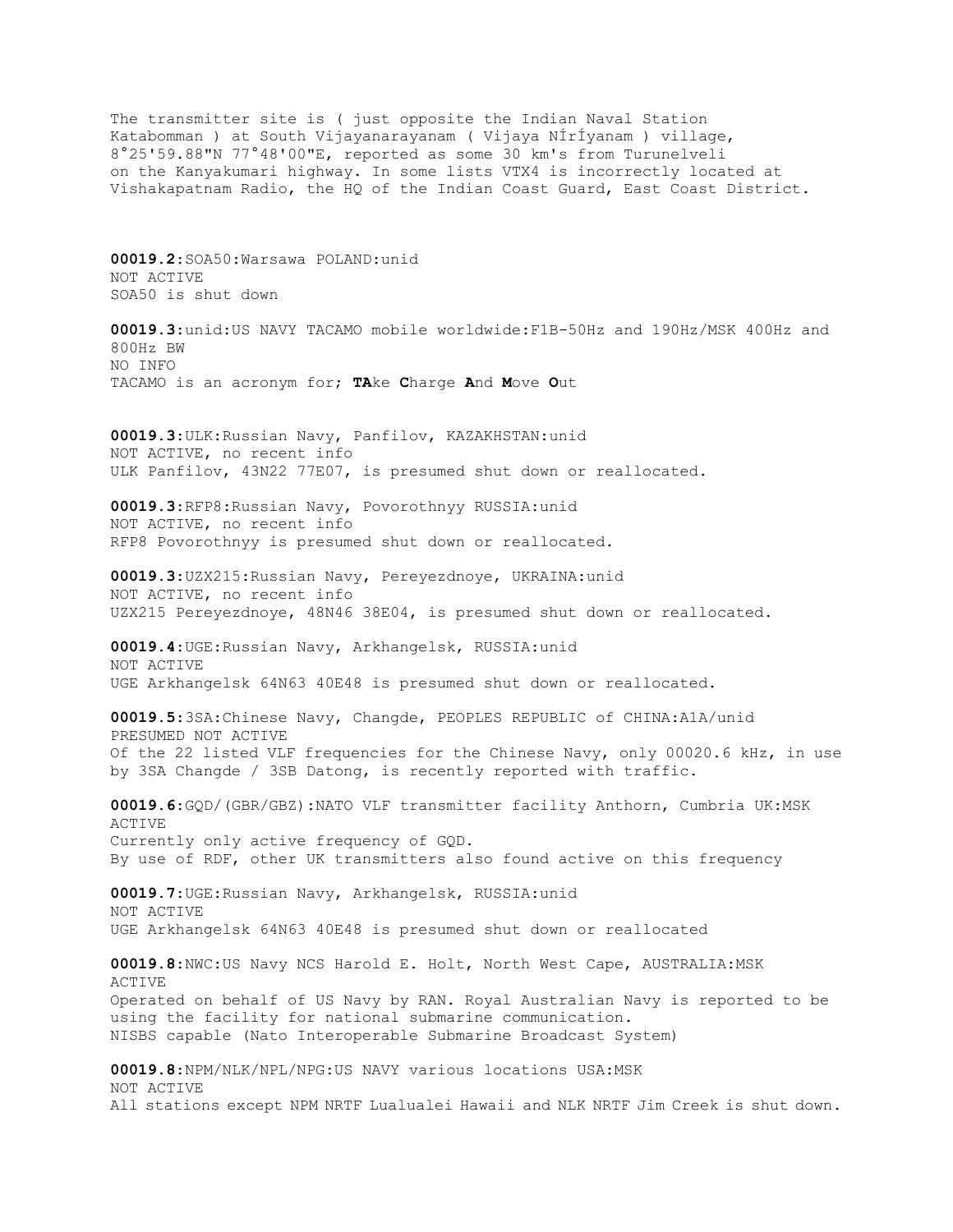The transmitter site is ( just opposite the Indian Naval Station Katabomman ) at South Vijayanarayanam ( Vijaya NÍrÍyanam ) village, 8°25'59.88"N 77°48'00"E, reported as some 30 km's from Turunelveli on the Kanyakumari highway. In some lists VTX4 is incorrectly located at Vishakapatnam Radio, the HQ of the Indian Coast Guard, East Coast District.

**00019.2**:SOA50:Warsawa POLAND:unid
NOT ACTIVE
SOA50 is shut down

**00019.3**:unid:US NAVY TACAMO mobile worldwide:F1B-50Hz and 190Hz/MSK 400Hz and 800Hz BW
NO INFO
TACAMO is an acronym for; **TA**ke **C**harge **A**nd **M**ove **O**ut

**00019.3**:ULK:Russian Navy, Panfilov, KAZAKHSTAN:unid
NOT ACTIVE, no recent info
ULK Panfilov, 43N22 77E07, is presumed shut down or reallocated.

**00019.3**:RFP8:Russian Navy, Povorothnyy RUSSIA:unid
NOT ACTIVE, no recent info
RFP8 Povorothnyy is presumed shut down or reallocated.

**00019.3**:UZX215:Russian Navy, Pereyezdnoye, UKRAINA:unid
NOT ACTIVE, no recent info
UZX215 Pereyezdnoye, 48N46 38E04, is presumed shut down or reallocated.

**00019.4**:UGE:Russian Navy, Arkhangelsk, RUSSIA:unid
NOT ACTIVE
UGE Arkhangelsk 64N63 40E48 is presumed shut down or reallocated.

**00019.5**:3SA:Chinese Navy, Changde, PEOPLES REPUBLIC of CHINA:A1A/unid
PRESUMED NOT ACTIVE
Of the 22 listed VLF frequencies for the Chinese Navy, only 00020.6 kHz, in use by 3SA Changde / 3SB Datong, is recently reported with traffic.

**00019.6**:GQD/(GBR/GBZ):NATO VLF transmitter facility Anthorn, Cumbria UK:MSK
ACTIVE
Currently only active frequency of GQD.
By use of RDF, other UK transmitters also found active on this frequency

**00019.7**:UGE:Russian Navy, Arkhangelsk, RUSSIA:unid
NOT ACTIVE
UGE Arkhangelsk 64N63 40E48 is presumed shut down or reallocated

**00019.8**:NWC:US Navy NCS Harold E. Holt, North West Cape, AUSTRALIA:MSK
ACTIVE
Operated on behalf of US Navy by RAN. Royal Australian Navy is reported to be using the facility for national submarine communication.
NISBS capable (Nato Interoperable Submarine Broadcast System)

**00019.8**:NPM/NLK/NPL/NPG:US NAVY various locations USA:MSK
NOT ACTIVE
All stations except NPM NRTF Lualualei Hawaii and NLK NRTF Jim Creek is shut down.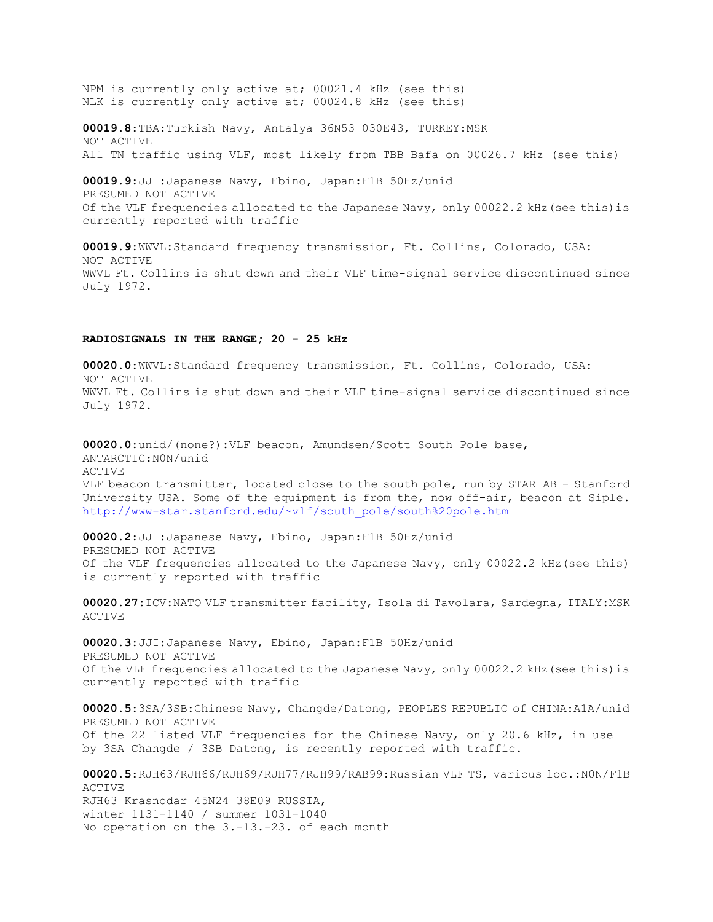NPM is currently only active at; 00021.4 kHz (see this)
NLK is currently only active at; 00024.8 kHz (see this)

**00019.8**:TBA:Turkish Navy, Antalya 36N53 030E43, TURKEY:MSK
NOT ACTIVE
All TN traffic using VLF, most likely from TBB Bafa on 00026.7 kHz (see this)

**00019.9**:JJI:Japanese Navy, Ebino, Japan:F1B 50Hz/unid
PRESUMED NOT ACTIVE
Of the VLF frequencies allocated to the Japanese Navy, only 00022.2 kHz (see this) is currently reported with traffic

**00019.9**:WWVL:Standard frequency transmission, Ft. Collins, Colorado, USA:
NOT ACTIVE
WWVL Ft. Collins is shut down and their VLF time-signal service discontinued since July 1972.

**RADIOSIGNALS IN THE RANGE; 20 - 25 kHz**

**00020.0**:WWVL:Standard frequency transmission, Ft. Collins, Colorado, USA:
NOT ACTIVE
WWVL Ft. Collins is shut down and their VLF time-signal service discontinued since July 1972.

**00020.0**:unid/(none?):VLF beacon, Amundsen/Scott South Pole base, ANTARCTIC:N0N/unid
ACTIVE
VLF beacon transmitter, located close to the south pole, run by STARLAB - Stanford University USA. Some of the equipment is from the, now off-air, beacon at Siple.
http://www-star.stanford.edu/~vlf/south_pole/south%20pole.htm

**00020.2**:JJI:Japanese Navy, Ebino, Japan:F1B 50Hz/unid
PRESUMED NOT ACTIVE
Of the VLF frequencies allocated to the Japanese Navy, only 00022.2 kHz (see this) is currently reported with traffic

**00020.27**:ICV:NATO VLF transmitter facility, Isola di Tavolara, Sardegna, ITALY:MSK
ACTIVE

**00020.3**:JJI:Japanese Navy, Ebino, Japan:F1B 50Hz/unid
PRESUMED NOT ACTIVE
Of the VLF frequencies allocated to the Japanese Navy, only 00022.2 kHz (see this) is currently reported with traffic

**00020.5**:3SA/3SB:Chinese Navy, Changde/Datong, PEOPLES REPUBLIC of CHINA:A1A/unid
PRESUMED NOT ACTIVE
Of the 22 listed VLF frequencies for the Chinese Navy, only 20.6 kHz, in use by 3SA Changde / 3SB Datong, is recently reported with traffic.

**00020.5**:RJH63/RJH66/RJH69/RJH77/RJH99/RAB99:Russian VLF TS, various loc.:N0N/F1B
ACTIVE
RJH63 Krasnodar 45N24 38E09 RUSSIA,
winter 1131-1140 / summer 1031-1040
No operation on the 3.-13.-23. of each month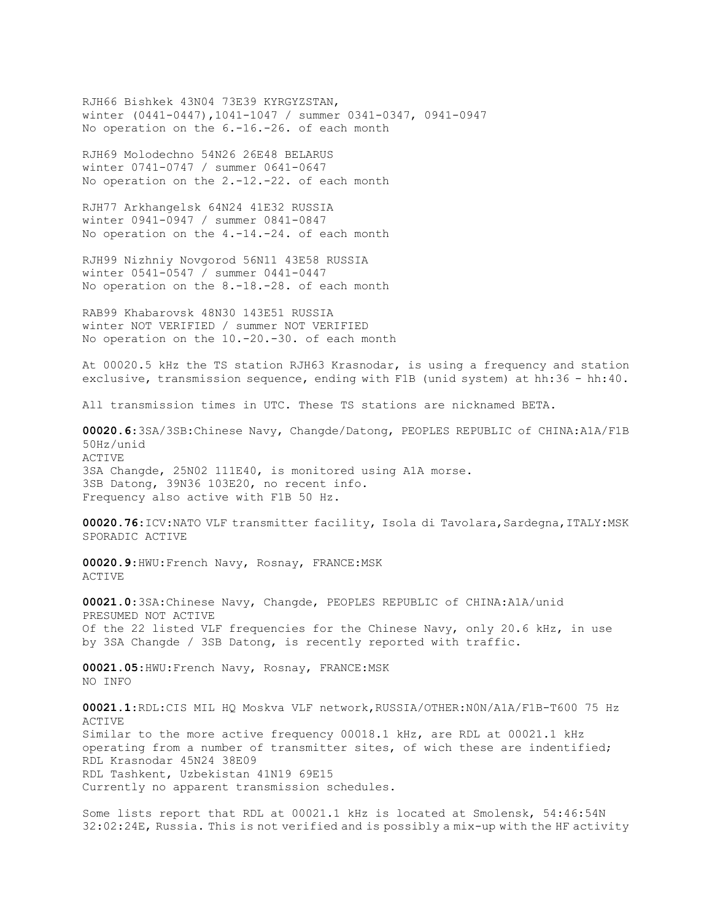RJH66 Bishkek 43N04 73E39 KYRGYZSTAN,
winter (0441-0447),1041-1047 / summer 0341-0347, 0941-0947
No operation on the 6.-16.-26. of each month

RJH69 Molodechno 54N26 26E48 BELARUS
winter 0741-0747 / summer 0641-0647
No operation on the 2.-12.-22. of each month

RJH77 Arkhangelsk 64N24 41E32 RUSSIA
winter 0941-0947 / summer 0841-0847
No operation on the 4.-14.-24. of each month

RJH99 Nizhniy Novgorod 56N11 43E58 RUSSIA
winter 0541-0547 / summer 0441-0447
No operation on the 8.-18.-28. of each month

RAB99 Khabarovsk 48N30 143E51 RUSSIA
winter NOT VERIFIED / summer NOT VERIFIED
No operation on the 10.-20.-30. of each month

At 00020.5 kHz the TS station RJH63 Krasnodar, is using a frequency and station exclusive, transmission sequence, ending with F1B (unid system) at hh:36 - hh:40.

All transmission times in UTC. These TS stations are nicknamed BETA.

**00020.6**:3SA/3SB:Chinese Navy, Changde/Datong, PEOPLES REPUBLIC of CHINA:A1A/F1B 50Hz/unid
ACTIVE
3SA Changde, 25N02 111E40, is monitored using A1A morse.
3SB Datong, 39N36 103E20, no recent info.
Frequency also active with F1B 50 Hz.

**00020.76**:ICV:NATO VLF transmitter facility, Isola di Tavolara,Sardegna,ITALY:MSK
SPORADIC ACTIVE

**00020.9**:HWU:French Navy, Rosnay, FRANCE:MSK
ACTIVE

**00021.0**:3SA:Chinese Navy, Changde, PEOPLES REPUBLIC of CHINA:A1A/unid
PRESUMED NOT ACTIVE
Of the 22 listed VLF frequencies for the Chinese Navy, only 20.6 kHz, in use by 3SA Changde / 3SB Datong, is recently reported with traffic.

**00021.05**:HWU:French Navy, Rosnay, FRANCE:MSK
NO INFO

**00021.1**:RDL:CIS MIL HQ Moskva VLF network,RUSSIA/OTHER:N0N/A1A/F1B-T600 75 Hz
ACTIVE
Similar to the more active frequency 00018.1 kHz, are RDL at 00021.1 kHz operating from a number of transmitter sites, of wich these are indentified;
RDL Krasnodar 45N24 38E09
RDL Tashkent, Uzbekistan 41N19 69E15
Currently no apparent transmission schedules.

Some lists report that RDL at 00021.1 kHz is located at Smolensk, 54:46:54N 32:02:24E, Russia. This is not verified and is possibly a mix-up with the HF activity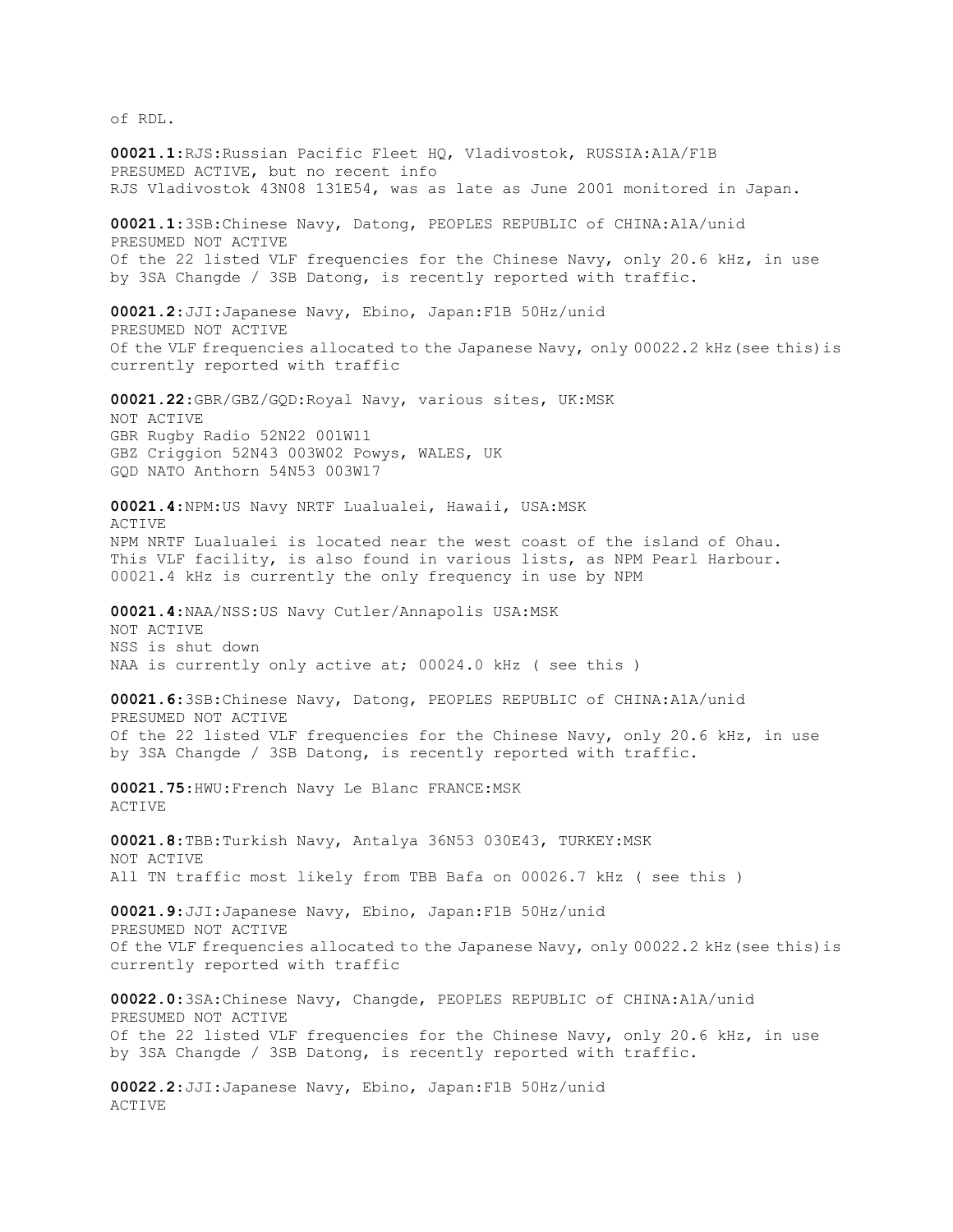of RDL.

**00021.1**:RJS:Russian Pacific Fleet HQ, Vladivostok, RUSSIA:A1A/F1B
PRESUMED ACTIVE, but no recent info
RJS Vladivostok 43N08 131E54, was as late as June 2001 monitored in Japan.

**00021.1**:3SB:Chinese Navy, Datong, PEOPLES REPUBLIC of CHINA:A1A/unid
PRESUMED NOT ACTIVE
Of the 22 listed VLF frequencies for the Chinese Navy, only 20.6 kHz, in use by 3SA Changde / 3SB Datong, is recently reported with traffic.

**00021.2**:JJI:Japanese Navy, Ebino, Japan:F1B 50Hz/unid
PRESUMED NOT ACTIVE
Of the VLF frequencies allocated to the Japanese Navy, only 00022.2 kHz(see this)is currently reported with traffic

**00021.22**:GBR/GBZ/GQD:Royal Navy, various sites, UK:MSK
NOT ACTIVE
GBR Rugby Radio 52N22 001W11
GBZ Criggion 52N43 003W02 Powys, WALES, UK
GQD NATO Anthorn 54N53 003W17

**00021.4**:NPM:US Navy NRTF Lualualei, Hawaii, USA:MSK
ACTIVE
NPM NRTF Lualualei is located near the west coast of the island of Ohau.
This VLF facility, is also found in various lists, as NPM Pearl Harbour.
00021.4 kHz is currently the only frequency in use by NPM

**00021.4**:NAA/NSS:US Navy Cutler/Annapolis USA:MSK
NOT ACTIVE
NSS is shut down
NAA is currently only active at; 00024.0 kHz ( see this )

**00021.6**:3SB:Chinese Navy, Datong, PEOPLES REPUBLIC of CHINA:A1A/unid
PRESUMED NOT ACTIVE
Of the 22 listed VLF frequencies for the Chinese Navy, only 20.6 kHz, in use by 3SA Changde / 3SB Datong, is recently reported with traffic.

**00021.75**:HWU:French Navy Le Blanc FRANCE:MSK
ACTIVE

**00021.8**:TBB:Turkish Navy, Antalya 36N53 030E43, TURKEY:MSK
NOT ACTIVE
All TN traffic most likely from TBB Bafa on 00026.7 kHz ( see this )

**00021.9**:JJI:Japanese Navy, Ebino, Japan:F1B 50Hz/unid
PRESUMED NOT ACTIVE
Of the VLF frequencies allocated to the Japanese Navy, only 00022.2 kHz(see this)is currently reported with traffic

**00022.0**:3SA:Chinese Navy, Changde, PEOPLES REPUBLIC of CHINA:A1A/unid
PRESUMED NOT ACTIVE
Of the 22 listed VLF frequencies for the Chinese Navy, only 20.6 kHz, in use by 3SA Changde / 3SB Datong, is recently reported with traffic.

**00022.2**:JJI:Japanese Navy, Ebino, Japan:F1B 50Hz/unid
ACTIVE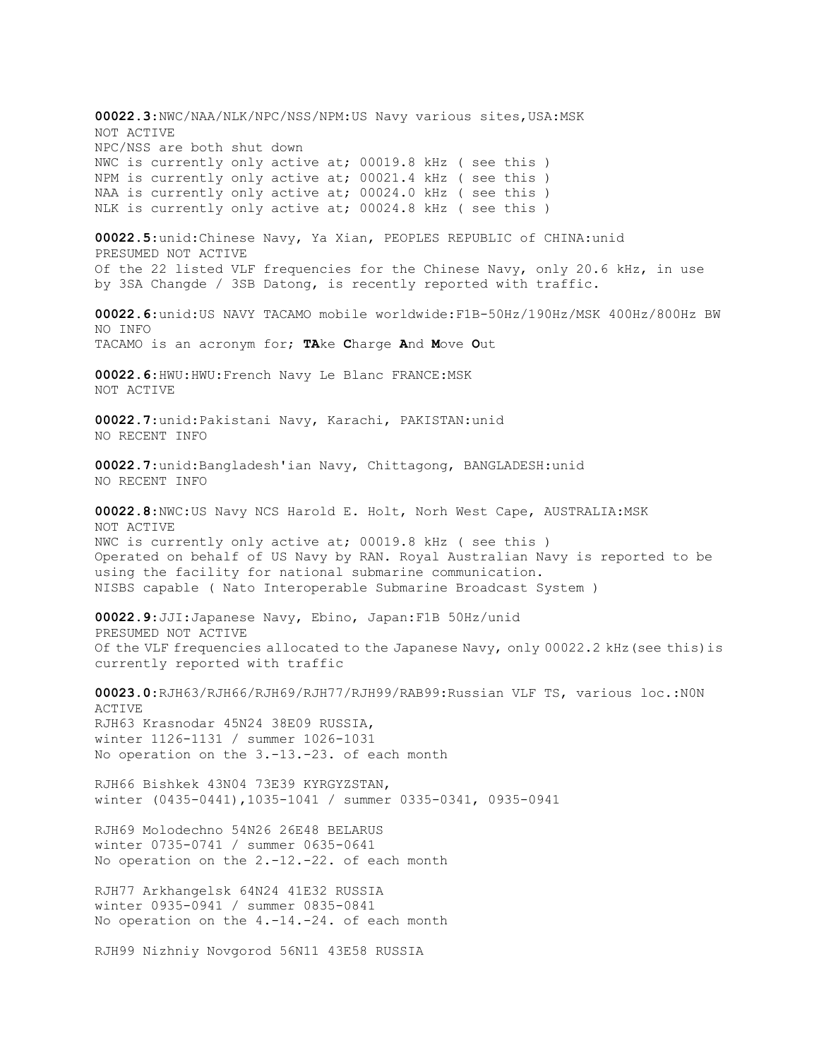**00022.3**:NWC/NAA/NLK/NPC/NSS/NPM:US Navy various sites,USA:MSK
NOT ACTIVE
NPC/NSS are both shut down
NWC is currently only active at; 00019.8 kHz ( see this )
NPM is currently only active at; 00021.4 kHz ( see this )
NAA is currently only active at; 00024.0 kHz ( see this )
NLK is currently only active at; 00024.8 kHz ( see this )

**00022.5**:unid:Chinese Navy, Ya Xian, PEOPLES REPUBLIC of CHINA:unid
PRESUMED NOT ACTIVE
Of the 22 listed VLF frequencies for the Chinese Navy, only 20.6 kHz, in use by 3SA Changde / 3SB Datong, is recently reported with traffic.

**00022.6**:unid:US NAVY TACAMO mobile worldwide:F1B-50Hz/190Hz/MSK 400Hz/800Hz BW
NO INFO
TACAMO is an acronym for; **TA**ke **C**harge **A**nd **M**ove **O**ut

**00022.6**:HWU:HWU:French Navy Le Blanc FRANCE:MSK
NOT ACTIVE

**00022.7**:unid:Pakistani Navy, Karachi, PAKISTAN:unid
NO RECENT INFO

**00022.7**:unid:Bangladesh'ian Navy, Chittagong, BANGLADESH:unid
NO RECENT INFO

**00022.8**:NWC:US Navy NCS Harold E. Holt, Norh West Cape, AUSTRALIA:MSK
NOT ACTIVE
NWC is currently only active at; 00019.8 kHz ( see this )
Operated on behalf of US Navy by RAN. Royal Australian Navy is reported to be using the facility for national submarine communication.
NISBS capable ( Nato Interoperable Submarine Broadcast System )

**00022.9**:JJI:Japanese Navy, Ebino, Japan:F1B 50Hz/unid
PRESUMED NOT ACTIVE
Of the VLF frequencies allocated to the Japanese Navy, only 00022.2 kHz(see this)is currently reported with traffic

**00023.0**:RJH63/RJH66/RJH69/RJH77/RJH99/RAB99:Russian VLF TS, various loc.:N0N
ACTIVE
RJH63 Krasnodar 45N24 38E09 RUSSIA,
winter 1126-1131 / summer 1026-1031
No operation on the 3.-13.-23. of each month

RJH66 Bishkek 43N04 73E39 KYRGYZSTAN,
winter (0435-0441),1035-1041 / summer 0335-0341, 0935-0941

RJH69 Molodechno 54N26 26E48 BELARUS
winter 0735-0741 / summer 0635-0641
No operation on the 2.-12.-22. of each month

RJH77 Arkhangelsk 64N24 41E32 RUSSIA
winter 0935-0941 / summer 0835-0841
No operation on the 4.-14.-24. of each month

RJH99 Nizhniy Novgorod 56N11 43E58 RUSSIA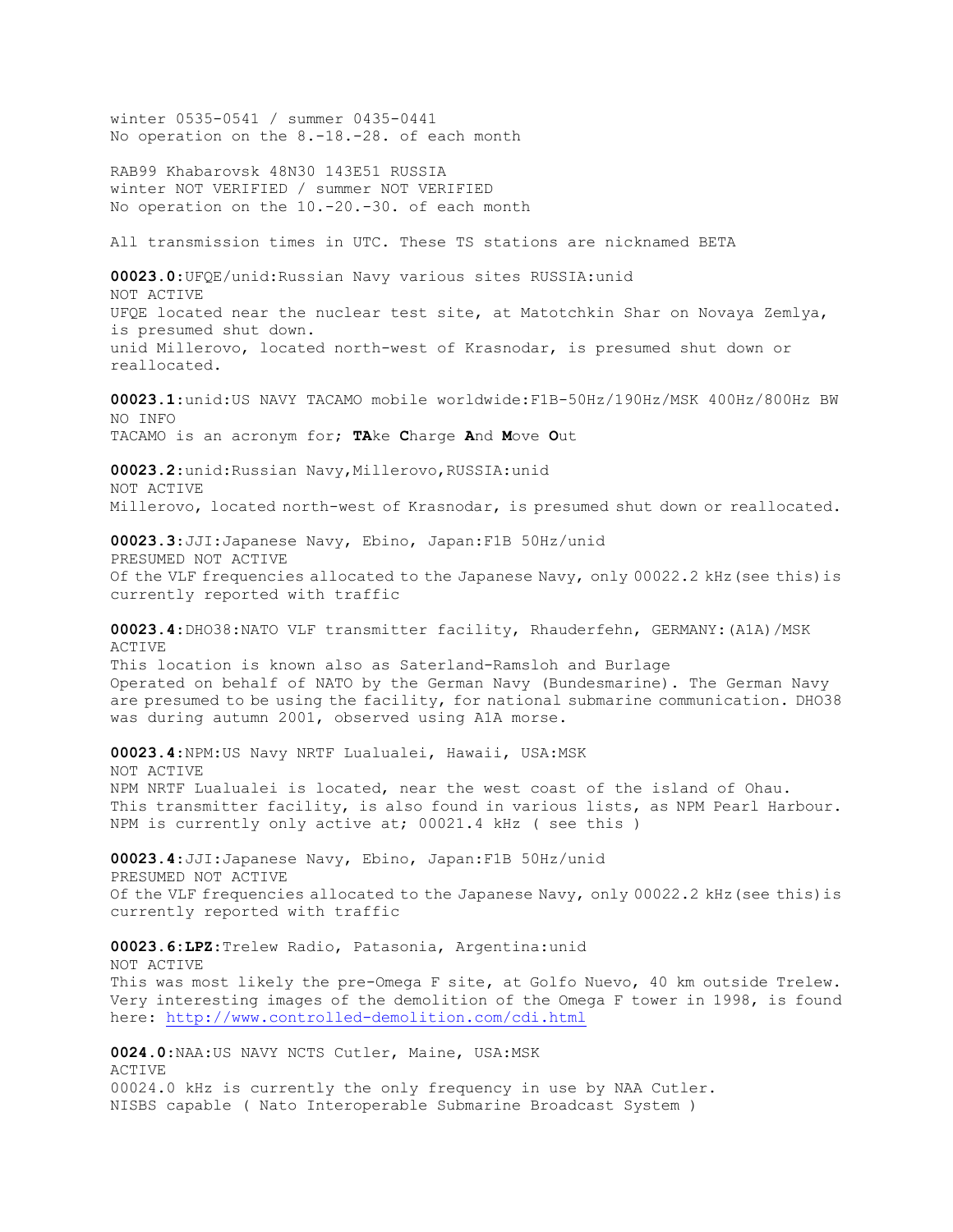winter 0535-0541 / summer 0435-0441
No operation on the 8.-18.-28. of each month

RAB99 Khabarovsk 48N30 143E51 RUSSIA
winter NOT VERIFIED / summer NOT VERIFIED
No operation on the 10.-20.-30. of each month

All transmission times in UTC. These TS stations are nicknamed BETA

**00023.0**:UFQE/unid:Russian Navy various sites RUSSIA:unid
NOT ACTIVE
UFQE located near the nuclear test site, at Matotchkin Shar on Novaya Zemlya, is presumed shut down.
unid Millerovo, located north-west of Krasnodar, is presumed shut down or reallocated.

**00023.1**:unid:US NAVY TACAMO mobile worldwide:F1B-50Hz/190Hz/MSK 400Hz/800Hz BW
NO INFO
TACAMO is an acronym for; **TA**ke **C**harge **A**nd **M**ove **O**ut

**00023.2**:unid:Russian Navy,Millerovo,RUSSIA:unid
NOT ACTIVE
Millerovo, located north-west of Krasnodar, is presumed shut down or reallocated.

**00023.3**:JJI:Japanese Navy, Ebino, Japan:F1B 50Hz/unid
PRESUMED NOT ACTIVE
Of the VLF frequencies allocated to the Japanese Navy, only 00022.2 kHz(see this)is currently reported with traffic

**00023.4**:DHO38:NATO VLF transmitter facility, Rhauderfehn, GERMANY:(A1A)/MSK
ACTIVE
This location is known also as Saterland-Ramsloh and Burlage
Operated on behalf of NATO by the German Navy (Bundesmarine). The German Navy are presumed to be using the facility, for national submarine communication. DHO38 was during autumn 2001, observed using A1A morse.

**00023.4**:NPM:US Navy NRTF Lualualei, Hawaii, USA:MSK
NOT ACTIVE
NPM NRTF Lualualei is located, near the west coast of the island of Ohau.
This transmitter facility, is also found in various lists, as NPM Pearl Harbour.
NPM is currently only active at; 00021.4 kHz ( see this )

**00023.4**:JJI:Japanese Navy, Ebino, Japan:F1B 50Hz/unid
PRESUMED NOT ACTIVE
Of the VLF frequencies allocated to the Japanese Navy, only 00022.2 kHz(see this)is currently reported with traffic

**00023.6**:**LPZ**:Trelew Radio, Patasonia, Argentina:unid
NOT ACTIVE
This was most likely the pre-Omega F site, at Golfo Nuevo, 40 km outside Trelew.
Very interesting images of the demolition of the Omega F tower in 1998, is found here: http://www.controlled-demolition.com/cdi.html

**0024.0**:NAA:US NAVY NCTS Cutler, Maine, USA:MSK
ACTIVE
00024.0 kHz is currently the only frequency in use by NAA Cutler.
NISBS capable ( Nato Interoperable Submarine Broadcast System )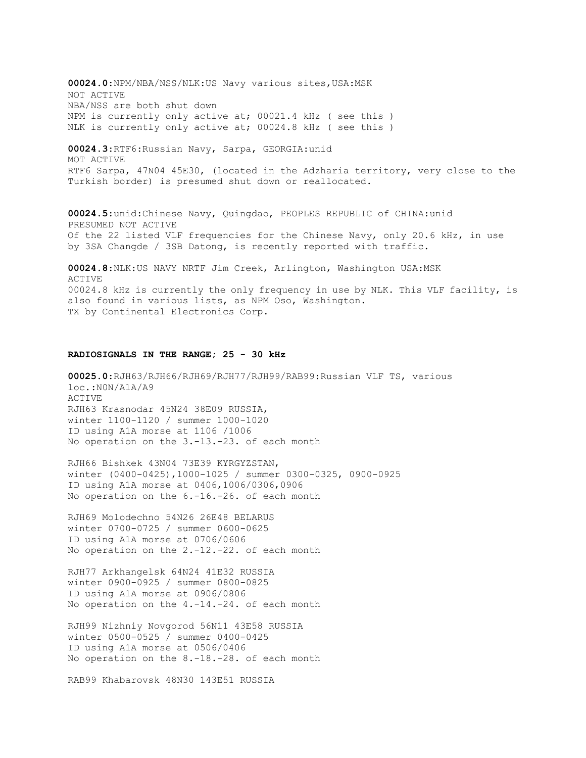**00024.0**:NPM/NBA/NSS/NLK:US Navy various sites,USA:MSK
NOT ACTIVE
NBA/NSS are both shut down
NPM is currently only active at; 00021.4 kHz ( see this )
NLK is currently only active at; 00024.8 kHz ( see this )

**00024.3**:RTF6:Russian Navy, Sarpa, GEORGIA:unid
MOT ACTIVE
RTF6 Sarpa, 47N04 45E30, (located in the Adzharia territory, very close to the Turkish border) is presumed shut down or reallocated.

**00024.5**:unid:Chinese Navy, Quingdao, PEOPLES REPUBLIC of CHINA:unid
PRESUMED NOT ACTIVE
Of the 22 listed VLF frequencies for the Chinese Navy, only 20.6 kHz, in use by 3SA Changde / 3SB Datong, is recently reported with traffic.

**00024.8**:NLK:US NAVY NRTF Jim Creek, Arlington, Washington USA:MSK
ACTIVE
00024.8 kHz is currently the only frequency in use by NLK. This VLF facility, is also found in various lists, as NPM Oso, Washington.
TX by Continental Electronics Corp.

**RADIOSIGNALS IN THE RANGE; 25 - 30 kHz**

**00025.0**:RJH63/RJH66/RJH69/RJH77/RJH99/RAB99:Russian VLF TS, various loc.:N0N/A1A/A9
ACTIVE
RJH63 Krasnodar 45N24 38E09 RUSSIA,
winter 1100-1120 / summer 1000-1020
ID using A1A morse at 1106 /1006
No operation on the 3.-13.-23. of each month

RJH66 Bishkek 43N04 73E39 KYRGYZSTAN,
winter (0400-0425),1000-1025 / summer 0300-0325, 0900-0925
ID using A1A morse at 0406,1006/0306,0906
No operation on the 6.-16.-26. of each month

RJH69 Molodechno 54N26 26E48 BELARUS
winter 0700-0725 / summer 0600-0625
ID using A1A morse at 0706/0606
No operation on the 2.-12.-22. of each month

RJH77 Arkhangelsk 64N24 41E32 RUSSIA
winter 0900-0925 / summer 0800-0825
ID using A1A morse at 0906/0806
No operation on the 4.-14.-24. of each month

RJH99 Nizhniy Novgorod 56N11 43E58 RUSSIA
winter 0500-0525 / summer 0400-0425
ID using A1A morse at 0506/0406
No operation on the 8.-18.-28. of each month

RAB99 Khabarovsk 48N30 143E51 RUSSIA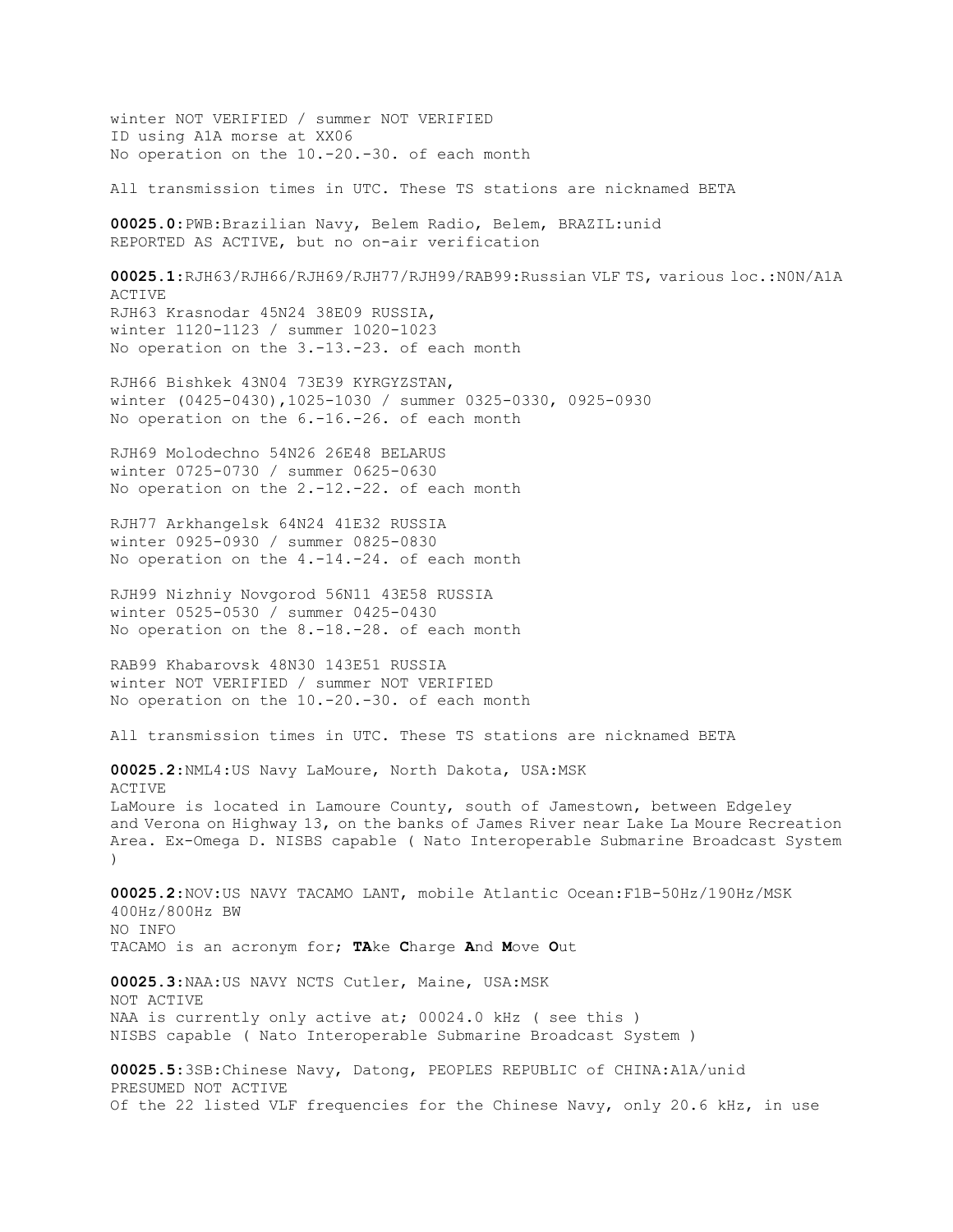winter NOT VERIFIED / summer NOT VERIFIED
ID using A1A morse at XX06
No operation on the 10.-20.-30. of each month

All transmission times in UTC. These TS stations are nicknamed BETA

**00025.0**:PWB:Brazilian Navy, Belem Radio, Belem, BRAZIL:unid
REPORTED AS ACTIVE, but no on-air verification

**00025.1**:RJH63/RJH66/RJH69/RJH77/RJH99/RAB99:Russian VLF TS, various loc.:N0N/A1A
ACTIVE
RJH63 Krasnodar 45N24 38E09 RUSSIA,
winter 1120-1123 / summer 1020-1023
No operation on the 3.-13.-23. of each month

RJH66 Bishkek 43N04 73E39 KYRGYZSTAN,
winter (0425-0430),1025-1030 / summer 0325-0330, 0925-0930
No operation on the 6.-16.-26. of each month

RJH69 Molodechno 54N26 26E48 BELARUS
winter 0725-0730 / summer 0625-0630
No operation on the 2.-12.-22. of each month

RJH77 Arkhangelsk 64N24 41E32 RUSSIA
winter 0925-0930 / summer 0825-0830
No operation on the 4.-14.-24. of each month

RJH99 Nizhniy Novgorod 56N11 43E58 RUSSIA
winter 0525-0530 / summer 0425-0430
No operation on the 8.-18.-28. of each month

RAB99 Khabarovsk 48N30 143E51 RUSSIA
winter NOT VERIFIED / summer NOT VERIFIED
No operation on the 10.-20.-30. of each month

All transmission times in UTC. These TS stations are nicknamed BETA

**00025.2**:NML4:US Navy LaMoure, North Dakota, USA:MSK
ACTIVE
LaMoure is located in Lamoure County, south of Jamestown, between Edgeley and Verona on Highway 13, on the banks of James River near Lake La Moure Recreation Area. Ex-Omega D. NISBS capable ( Nato Interoperable Submarine Broadcast System )

**00025.2**:NOV:US NAVY TACAMO LANT, mobile Atlantic Ocean:F1B-50Hz/190Hz/MSK 400Hz/800Hz BW
NO INFO
TACAMO is an acronym for; **TA**ke **C**harge **A**nd **M**ove **O**ut

**00025.3**:NAA:US NAVY NCTS Cutler, Maine, USA:MSK
NOT ACTIVE
NAA is currently only active at; 00024.0 kHz ( see this )
NISBS capable ( Nato Interoperable Submarine Broadcast System )

**00025.5**:3SB:Chinese Navy, Datong, PEOPLES REPUBLIC of CHINA:A1A/unid
PRESUMED NOT ACTIVE
Of the 22 listed VLF frequencies for the Chinese Navy, only 20.6 kHz, in use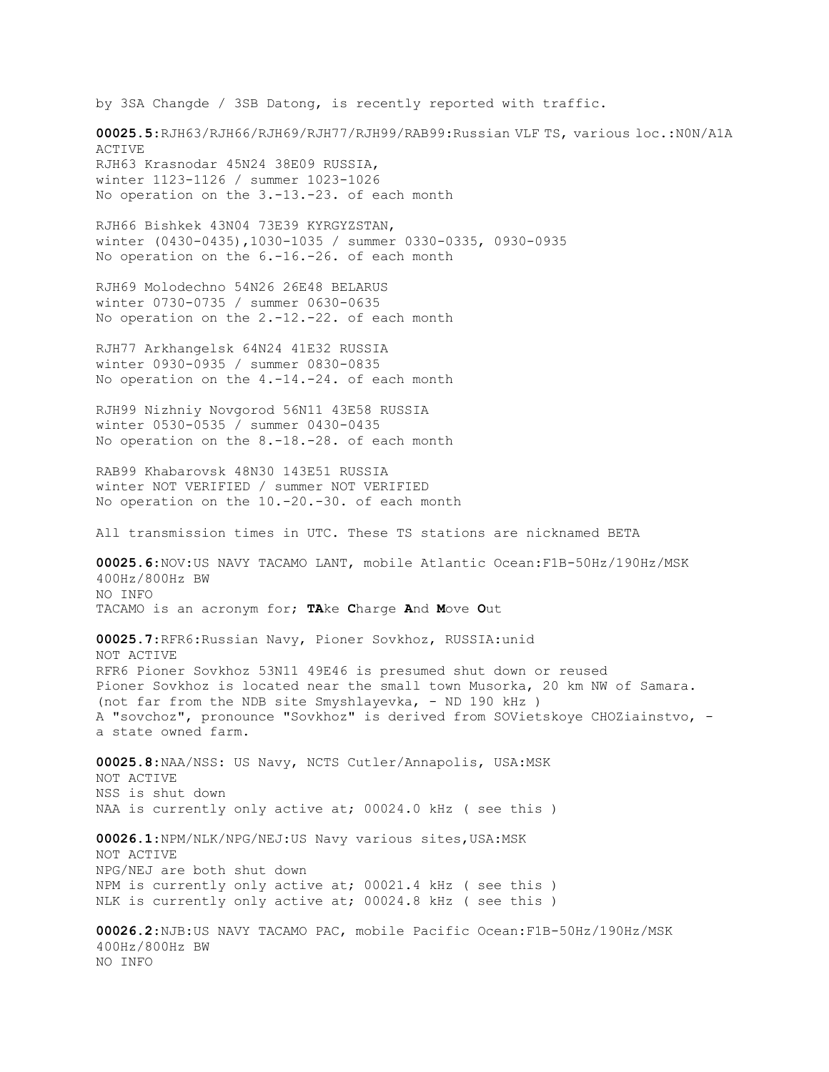by 3SA Changde / 3SB Datong, is recently reported with traffic.

**00025.5**:RJH63/RJH66/RJH69/RJH77/RJH99/RAB99:Russian VLF TS, various loc.:N0N/A1A
ACTIVE
RJH63 Krasnodar 45N24 38E09 RUSSIA,
winter 1123-1126 / summer 1023-1026
No operation on the 3.-13.-23. of each month

RJH66 Bishkek 43N04 73E39 KYRGYZSTAN,
winter (0430-0435),1030-1035 / summer 0330-0335, 0930-0935
No operation on the 6.-16.-26. of each month

RJH69 Molodechno 54N26 26E48 BELARUS
winter 0730-0735 / summer 0630-0635
No operation on the 2.-12.-22. of each month

RJH77 Arkhangelsk 64N24 41E32 RUSSIA
winter 0930-0935 / summer 0830-0835
No operation on the 4.-14.-24. of each month

RJH99 Nizhniy Novgorod 56N11 43E58 RUSSIA
winter 0530-0535 / summer 0430-0435
No operation on the 8.-18.-28. of each month

RAB99 Khabarovsk 48N30 143E51 RUSSIA
winter NOT VERIFIED / summer NOT VERIFIED
No operation on the 10.-20.-30. of each month

All transmission times in UTC. These TS stations are nicknamed BETA

**00025.6**:NOV:US NAVY TACAMO LANT, mobile Atlantic Ocean:F1B-50Hz/190Hz/MSK 400Hz/800Hz BW
NO INFO
TACAMO is an acronym for; **TA**ke **C**harge **A**nd **M**ove **O**ut

**00025.7**:RFR6:Russian Navy, Pioner Sovkhoz, RUSSIA:unid
NOT ACTIVE
RFR6 Pioner Sovkhoz 53N11 49E46 is presumed shut down or reused
Pioner Sovkhoz is located near the small town Musorka, 20 km NW of Samara.
(not far from the NDB site Smyshlayevka, - ND 190 kHz )
A "sovchoz", pronounce "Sovkhoz" is derived from SOVietskoye CHOZiainstvo, - a state owned farm.

**00025.8**:NAA/NSS: US Navy, NCTS Cutler/Annapolis, USA:MSK
NOT ACTIVE
NSS is shut down
NAA is currently only active at; 00024.0 kHz ( see this )

**00026.1**:NPM/NLK/NPG/NEJ:US Navy various sites,USA:MSK
NOT ACTIVE
NPG/NEJ are both shut down
NPM is currently only active at; 00021.4 kHz ( see this )
NLK is currently only active at; 00024.8 kHz ( see this )

**00026.2**:NJB:US NAVY TACAMO PAC, mobile Pacific Ocean:F1B-50Hz/190Hz/MSK 400Hz/800Hz BW
NO INFO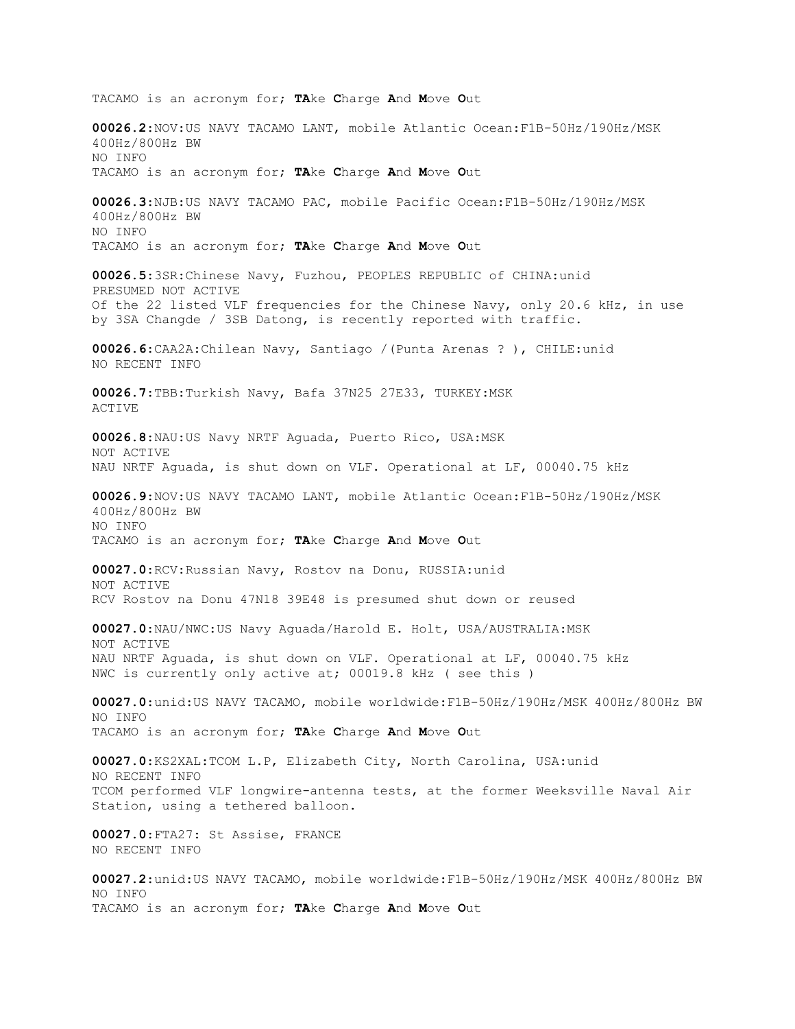TACAMO is an acronym for; **TA**ke **C**harge **A**nd **M**ove **O**ut

**00026.2**:NOV:US NAVY TACAMO LANT, mobile Atlantic Ocean:F1B-50Hz/190Hz/MSK 400Hz/800Hz BW
NO INFO
TACAMO is an acronym for; **TA**ke **C**harge **A**nd **M**ove **O**ut

**00026.3**:NJB:US NAVY TACAMO PAC, mobile Pacific Ocean:F1B-50Hz/190Hz/MSK 400Hz/800Hz BW
NO INFO
TACAMO is an acronym for; **TA**ke **C**harge **A**nd **M**ove **O**ut

**00026.5**:3SR:Chinese Navy, Fuzhou, PEOPLES REPUBLIC of CHINA:unid
PRESUMED NOT ACTIVE
Of the 22 listed VLF frequencies for the Chinese Navy, only 20.6 kHz, in use by 3SA Changde / 3SB Datong, is recently reported with traffic.

**00026.6**:CAA2A:Chilean Navy, Santiago /(Punta Arenas ? ), CHILE:unid
NO RECENT INFO

**00026.7**:TBB:Turkish Navy, Bafa 37N25 27E33, TURKEY:MSK
ACTIVE

**00026.8**:NAU:US Navy NRTF Aguada, Puerto Rico, USA:MSK
NOT ACTIVE
NAU NRTF Aguada, is shut down on VLF. Operational at LF, 00040.75 kHz

**00026.9**:NOV:US NAVY TACAMO LANT, mobile Atlantic Ocean:F1B-50Hz/190Hz/MSK 400Hz/800Hz BW
NO INFO
TACAMO is an acronym for; **TA**ke **C**harge **A**nd **M**ove **O**ut

**00027.0**:RCV:Russian Navy, Rostov na Donu, RUSSIA:unid
NOT ACTIVE
RCV Rostov na Donu 47N18 39E48 is presumed shut down or reused

**00027.0**:NAU/NWC:US Navy Aguada/Harold E. Holt, USA/AUSTRALIA:MSK
NOT ACTIVE
NAU NRTF Aguada, is shut down on VLF. Operational at LF, 00040.75 kHz
NWC is currently only active at; 00019.8 kHz ( see this )

**00027.0**:unid:US NAVY TACAMO, mobile worldwide:F1B-50Hz/190Hz/MSK 400Hz/800Hz BW
NO INFO
TACAMO is an acronym for; **TA**ke **C**harge **A**nd **M**ove **O**ut

**00027.0**:KS2XAL:TCOM L.P, Elizabeth City, North Carolina, USA:unid
NO RECENT INFO
TCOM performed VLF longwire-antenna tests, at the former Weeksville Naval Air Station, using a tethered balloon.

**00027.0**:FTA27: St Assise, FRANCE
NO RECENT INFO

**00027.2**:unid:US NAVY TACAMO, mobile worldwide:F1B-50Hz/190Hz/MSK 400Hz/800Hz BW
NO INFO
TACAMO is an acronym for; **TA**ke **C**harge **A**nd **M**ove **O**ut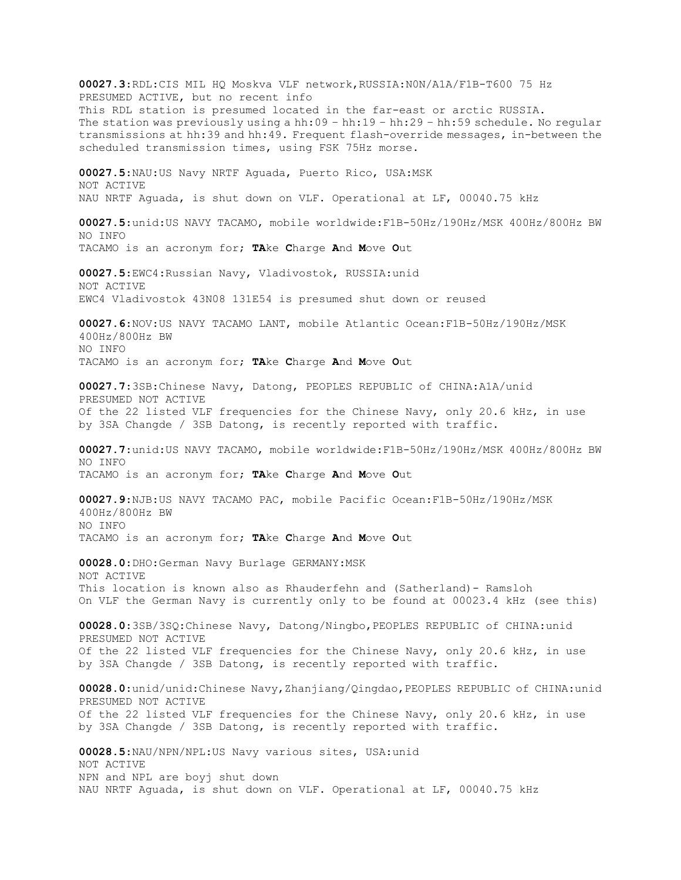**00027.3**:RDL:CIS MIL HQ Moskva VLF network,RUSSIA:N0N/A1A/F1B-T600 75 Hz
PRESUMED ACTIVE, but no recent info
This RDL station is presumed located in the far-east or arctic RUSSIA.
The station was previously using a hh:09 – hh:19 – hh:29 – hh:59 schedule. No regular transmissions at hh:39 and hh:49. Frequent flash-override messages, in-between the scheduled transmission times, using FSK 75Hz morse.

**00027.5**:NAU:US Navy NRTF Aguada, Puerto Rico, USA:MSK
NOT ACTIVE
NAU NRTF Aguada, is shut down on VLF. Operational at LF, 00040.75 kHz

**00027.5**:unid:US NAVY TACAMO, mobile worldwide:F1B-50Hz/190Hz/MSK 400Hz/800Hz BW
NO INFO
TACAMO is an acronym for; **TA**ke **C**harge **A**nd **M**ove **O**ut

**00027.5**:EWC4:Russian Navy, Vladivostok, RUSSIA:unid
NOT ACTIVE
EWC4 Vladivostok 43N08 131E54 is presumed shut down or reused

**00027.6**:NOV:US NAVY TACAMO LANT, mobile Atlantic Ocean:F1B-50Hz/190Hz/MSK 400Hz/800Hz BW
NO INFO
TACAMO is an acronym for; **TA**ke **C**harge **A**nd **M**ove **O**ut

**00027.7**:3SB:Chinese Navy, Datong, PEOPLES REPUBLIC of CHINA:A1A/unid
PRESUMED NOT ACTIVE
Of the 22 listed VLF frequencies for the Chinese Navy, only 20.6 kHz, in use by 3SA Changde / 3SB Datong, is recently reported with traffic.

**00027.7**:unid:US NAVY TACAMO, mobile worldwide:F1B-50Hz/190Hz/MSK 400Hz/800Hz BW
NO INFO
TACAMO is an acronym for; **TA**ke **C**harge **A**nd **M**ove **O**ut

**00027.9**:NJB:US NAVY TACAMO PAC, mobile Pacific Ocean:F1B-50Hz/190Hz/MSK 400Hz/800Hz BW
NO INFO
TACAMO is an acronym for; **TA**ke **C**harge **A**nd **M**ove **O**ut

**00028.0**:DHO:German Navy Burlage GERMANY:MSK
NOT ACTIVE
This location is known also as Rhauderfehn and (Satherland)- Ramsloh
On VLF the German Navy is currently only to be found at 00023.4 kHz (see this)

**00028.0**:3SB/3SQ:Chinese Navy, Datong/Ningbo,PEOPLES REPUBLIC of CHINA:unid
PRESUMED NOT ACTIVE
Of the 22 listed VLF frequencies for the Chinese Navy, only 20.6 kHz, in use by 3SA Changde / 3SB Datong, is recently reported with traffic.

**00028.0**:unid/unid:Chinese Navy,Zhanjiang/Qingdao,PEOPLES REPUBLIC of CHINA:unid
PRESUMED NOT ACTIVE
Of the 22 listed VLF frequencies for the Chinese Navy, only 20.6 kHz, in use by 3SA Changde / 3SB Datong, is recently reported with traffic.

**00028.5**:NAU/NPN/NPL:US Navy various sites, USA:unid
NOT ACTIVE
NPN and NPL are boyj shut down
NAU NRTF Aguada, is shut down on VLF. Operational at LF, 00040.75 kHz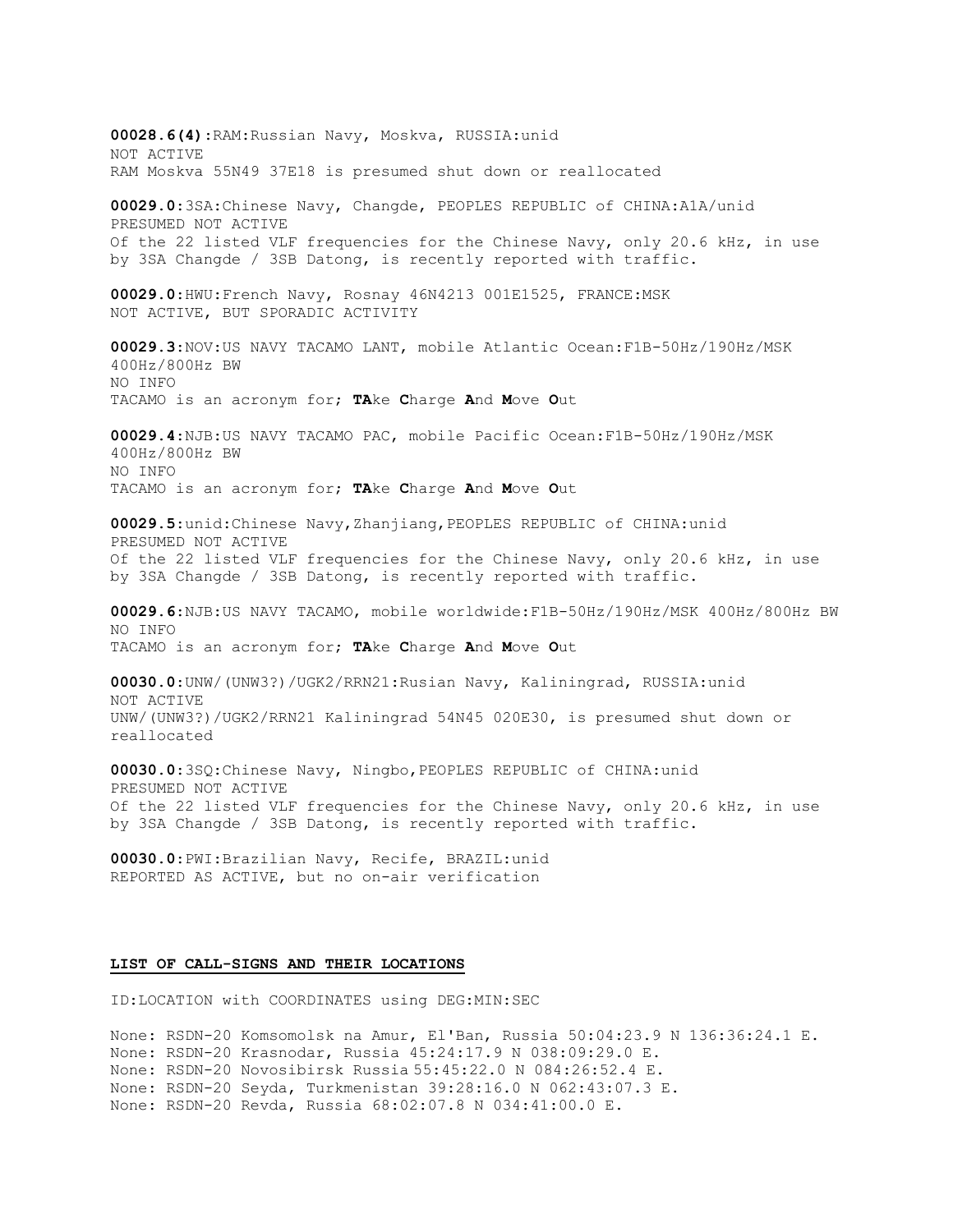**00028.6(4)**:RAM:Russian Navy, Moskva, RUSSIA:unid
NOT ACTIVE
RAM Moskva 55N49 37E18 is presumed shut down or reallocated

**00029.0**:3SA:Chinese Navy, Changde, PEOPLES REPUBLIC of CHINA:A1A/unid
PRESUMED NOT ACTIVE
Of the 22 listed VLF frequencies for the Chinese Navy, only 20.6 kHz, in use by 3SA Changde / 3SB Datong, is recently reported with traffic.

**00029.0**:HWU:French Navy, Rosnay 46N4213 001E1525, FRANCE:MSK
NOT ACTIVE, BUT SPORADIC ACTIVITY

**00029.3**:NOV:US NAVY TACAMO LANT, mobile Atlantic Ocean:F1B-50Hz/190Hz/MSK 400Hz/800Hz BW
NO INFO
TACAMO is an acronym for; **TA**ke **C**harge **A**nd **M**ove **O**ut

**00029.4**:NJB:US NAVY TACAMO PAC, mobile Pacific Ocean:F1B-50Hz/190Hz/MSK 400Hz/800Hz BW
NO INFO
TACAMO is an acronym for; **TA**ke **C**harge **A**nd **M**ove **O**ut

**00029.5**:unid:Chinese Navy,Zhanjiang,PEOPLES REPUBLIC of CHINA:unid
PRESUMED NOT ACTIVE
Of the 22 listed VLF frequencies for the Chinese Navy, only 20.6 kHz, in use by 3SA Changde / 3SB Datong, is recently reported with traffic.

**00029.6**:NJB:US NAVY TACAMO, mobile worldwide:F1B-50Hz/190Hz/MSK 400Hz/800Hz BW
NO INFO
TACAMO is an acronym for; **TA**ke **C**harge **A**nd **M**ove **O**ut

**00030.0**:UNW/(UNW3?)/UGK2/RRN21:Rusian Navy, Kaliningrad, RUSSIA:unid
NOT ACTIVE
UNW/(UNW3?)/UGK2/RRN21 Kaliningrad 54N45 020E30, is presumed shut down or reallocated

**00030.0**:3SQ:Chinese Navy, Ningbo,PEOPLES REPUBLIC of CHINA:unid
PRESUMED NOT ACTIVE
Of the 22 listed VLF frequencies for the Chinese Navy, only 20.6 kHz, in use by 3SA Changde / 3SB Datong, is recently reported with traffic.

**00030.0**:PWI:Brazilian Navy, Recife, BRAZIL:unid
REPORTED AS ACTIVE, but no on-air verification

## LIST OF CALL-SIGNS AND THEIR LOCATIONS

ID:LOCATION with COORDINATES using DEG:MIN:SEC

None: RSDN-20 Komsomolsk na Amur, El'Ban, Russia 50:04:23.9 N 136:36:24.1 E.
None: RSDN-20 Krasnodar, Russia 45:24:17.9 N 038:09:29.0 E.
None: RSDN-20 Novosibirsk Russia 55:45:22.0 N 084:26:52.4 E.
None: RSDN-20 Seyda, Turkmenistan 39:28:16.0 N 062:43:07.3 E.
None: RSDN-20 Revda, Russia 68:02:07.8 N 034:41:00.0 E.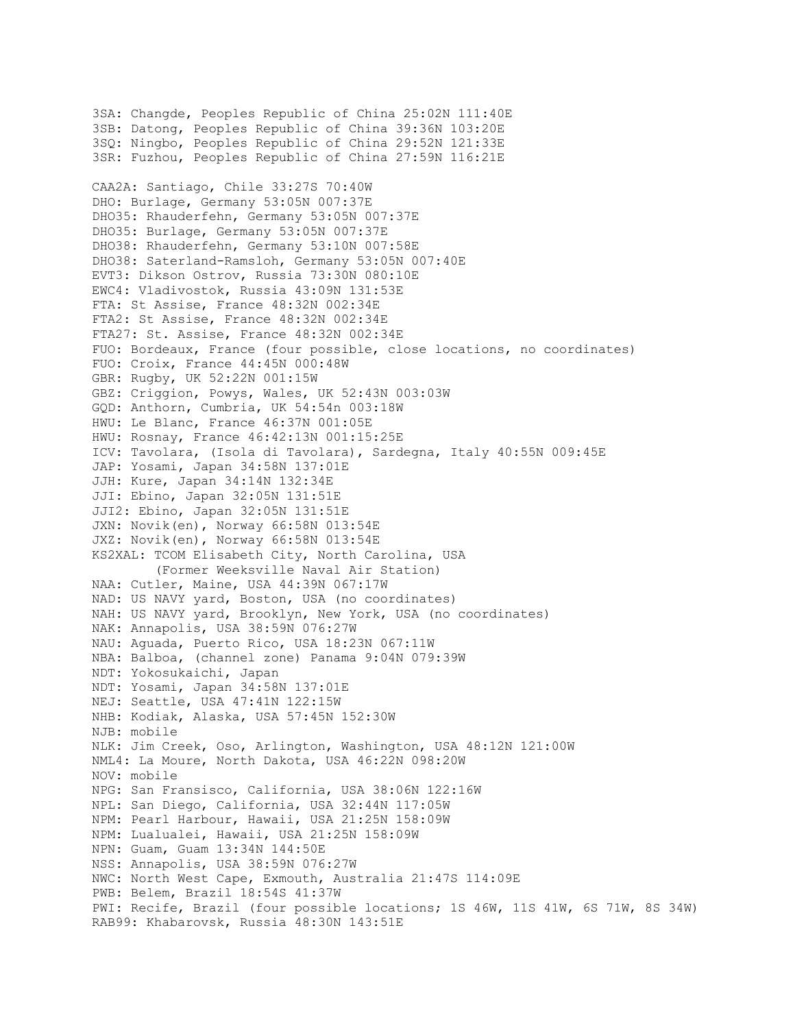```
3SA: Changde, Peoples Republic of China 25:02N 111:40E
3SB: Datong, Peoples Republic of China 39:36N 103:20E
3SQ: Ningbo, Peoples Republic of China 29:52N 121:33E
3SR: Fuzhou, Peoples Republic of China 27:59N 116:21E

CAA2A: Santiago, Chile 33:27S 70:40W
DHO: Burlage, Germany 53:05N 007:37E
DHO35: Rhauderfehn, Germany 53:05N 007:37E
DHO35: Burlage, Germany 53:05N 007:37E
DHO38: Rhauderfehn, Germany 53:10N 007:58E
DHO38: Saterland-Ramsloh, Germany 53:05N 007:40E
EVT3: Dikson Ostrov, Russia 73:30N 080:10E
EWC4: Vladivostok, Russia 43:09N 131:53E
FTA: St Assise, France 48:32N 002:34E
FTA2: St Assise, France 48:32N 002:34E
FTA27: St. Assise, France 48:32N 002:34E
FUO: Bordeaux, France (four possible, close locations, no coordinates)
FUO: Croix, France 44:45N 000:48W
GBR: Rugby, UK 52:22N 001:15W
GBZ: Criggion, Powys, Wales, UK 52:43N 003:03W
GQD: Anthorn, Cumbria, UK 54:54n 003:18W
HWU: Le Blanc, France 46:37N 001:05E
HWU: Rosnay, France 46:42:13N 001:15:25E
ICV: Tavolara, (Isola di Tavolara), Sardegna, Italy 40:55N 009:45E
JAP: Yosami, Japan 34:58N 137:01E
JJH: Kure, Japan 34:14N 132:34E
JJI: Ebino, Japan 32:05N 131:51E
JJI2: Ebino, Japan 32:05N 131:51E
JXN: Novik(en), Norway 66:58N 013:54E
JXZ: Novik(en), Norway 66:58N 013:54E
KS2XAL: TCOM Elisabeth City, North Carolina, USA
        (Former Weeksville Naval Air Station)
NAA: Cutler, Maine, USA 44:39N 067:17W
NAD: US NAVY yard, Boston, USA (no coordinates)
NAH: US NAVY yard, Brooklyn, New York, USA (no coordinates)
NAK: Annapolis, USA 38:59N 076:27W
NAU: Aguada, Puerto Rico, USA 18:23N 067:11W
NBA: Balboa, (channel zone) Panama 9:04N 079:39W
NDT: Yokosukaichi, Japan
NDT: Yosami, Japan 34:58N 137:01E
NEJ: Seattle, USA 47:41N 122:15W
NHB: Kodiak, Alaska, USA 57:45N 152:30W
NJB: mobile
NLK: Jim Creek, Oso, Arlington, Washington, USA 48:12N 121:00W
NML4: La Moure, North Dakota, USA 46:22N 098:20W
NOV: mobile
NPG: San Fransisco, California, USA 38:06N 122:16W
NPL: San Diego, California, USA 32:44N 117:05W
NPM: Pearl Harbour, Hawaii, USA 21:25N 158:09W
NPM: Lualualei, Hawaii, USA 21:25N 158:09W
NPN: Guam, Guam 13:34N 144:50E
NSS: Annapolis, USA 38:59N 076:27W
NWC: North West Cape, Exmouth, Australia 21:47S 114:09E
PWB: Belem, Brazil 18:54S 41:37W
PWI: Recife, Brazil (four possible locations; 1S 46W, 11S 41W, 6S 71W, 8S 34W)
RAB99: Khabarovsk, Russia 48:30N 143:51E
```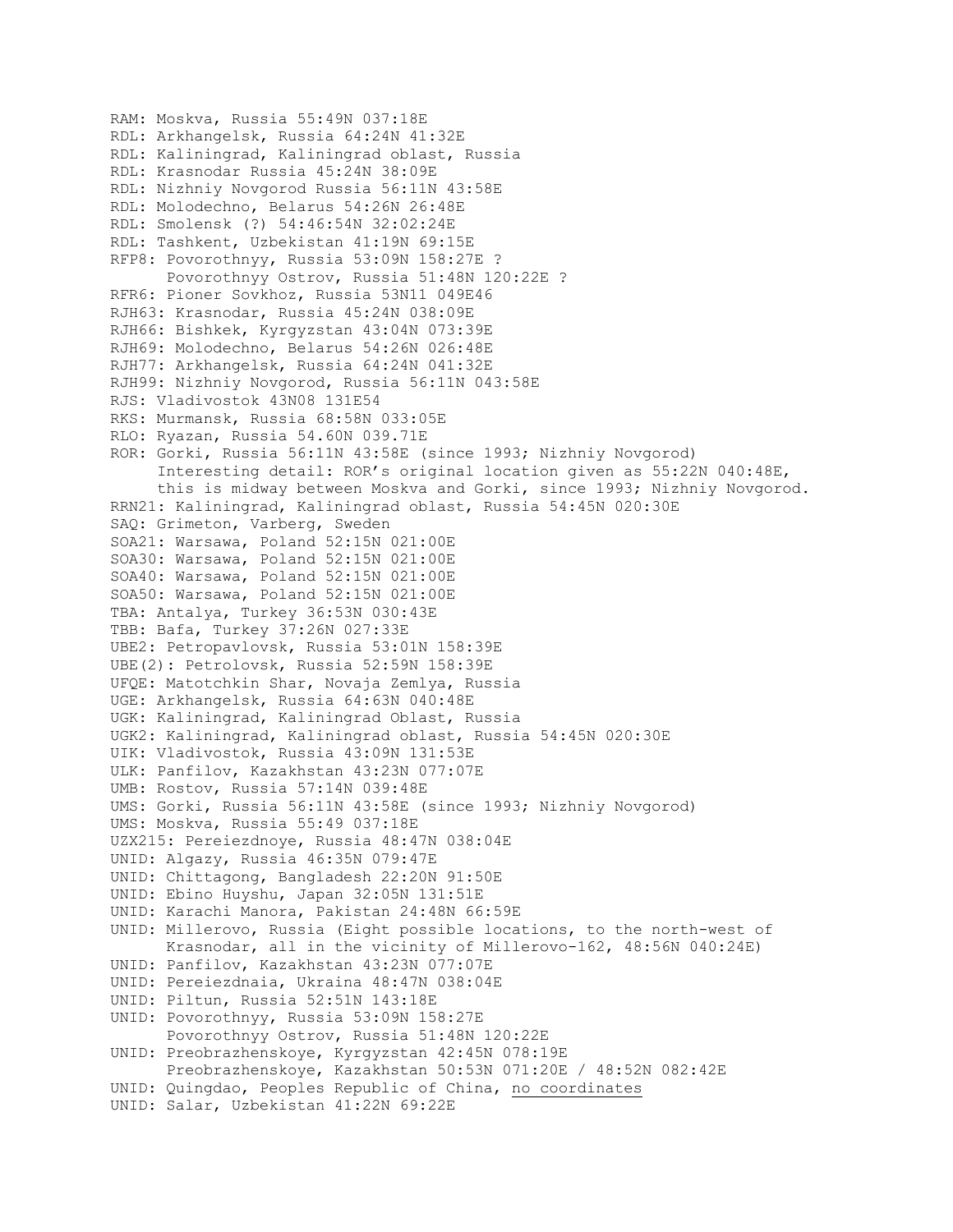```
RAM: Moskva, Russia 55:49N 037:18E
RDL: Arkhangelsk, Russia 64:24N 41:32E
RDL: Kaliningrad, Kaliningrad oblast, Russia
RDL: Krasnodar Russia 45:24N 38:09E
RDL: Nizhniy Novgorod Russia 56:11N 43:58E
RDL: Molodechno, Belarus 54:26N 26:48E
RDL: Smolensk (?) 54:46:54N 32:02:24E
RDL: Tashkent, Uzbekistan 41:19N 69:15E
RFP8: Povorothnyy, Russia 53:09N 158:27E ?
      Povorothnyy Ostrov, Russia 51:48N 120:22E ?
RFR6: Pioner Sovkhoz, Russia 53N11 049E46
RJH63: Krasnodar, Russia 45:24N 038:09E
RJH66: Bishkek, Kyrgyzstan 43:04N 073:39E
RJH69: Molodechno, Belarus 54:26N 026:48E
RJH77: Arkhangelsk, Russia 64:24N 041:32E
RJH99: Nizhniy Novgorod, Russia 56:11N 043:58E
RJS: Vladivostok 43N08 131E54
RKS: Murmansk, Russia 68:58N 033:05E
RLO: Ryazan, Russia 54.60N 039.71E
ROR: Gorki, Russia 56:11N 43:58E (since 1993; Nizhniy Novgorod)
      Interesting detail: ROR's original location given as 55:22N 040:48E,
      this is midway between Moskva and Gorki, since 1993; Nizhniy Novgorod.
RRN21: Kaliningrad, Kaliningrad oblast, Russia 54:45N 020:30E
SAQ: Grimeton, Varberg, Sweden
SOA21: Warsawa, Poland 52:15N 021:00E
SOA30: Warsawa, Poland 52:15N 021:00E
SOA40: Warsawa, Poland 52:15N 021:00E
SOA50: Warsawa, Poland 52:15N 021:00E
TBA: Antalya, Turkey 36:53N 030:43E
TBB: Bafa, Turkey 37:26N 027:33E
UBE2: Petropavlovsk, Russia 53:01N 158:39E
UBE(2): Petrolovsk, Russia 52:59N 158:39E
UFQE: Matotchkin Shar, Novaja Zemlya, Russia
UGE: Arkhangelsk, Russia 64:63N 040:48E
UGK: Kaliningrad, Kaliningrad Oblast, Russia
UGK2: Kaliningrad, Kaliningrad oblast, Russia 54:45N 020:30E
UIK: Vladivostok, Russia 43:09N 131:53E
ULK: Panfilov, Kazakhstan 43:23N 077:07E
UMB: Rostov, Russia 57:14N 039:48E
UMS: Gorki, Russia 56:11N 43:58E (since 1993; Nizhniy Novgorod)
UMS: Moskva, Russia 55:49 037:18E
UZX215: Pereiezdnoye, Russia 48:47N 038:04E
UNID: Algazy, Russia 46:35N 079:47E
UNID: Chittagong, Bangladesh 22:20N 91:50E
UNID: Ebino Huyshu, Japan 32:05N 131:51E
UNID: Karachi Manora, Pakistan 24:48N 66:59E
UNID: Millerovo, Russia (Eight possible locations, to the north-west of
      Krasnodar, all in the vicinity of Millerovo-162, 48:56N 040:24E)
UNID: Panfilov, Kazakhstan 43:23N 077:07E
UNID: Pereiezdnaia, Ukraina 48:47N 038:04E
UNID: Piltun, Russia 52:51N 143:18E
UNID: Povorothnyy, Russia 53:09N 158:27E
      Povorothnyy Ostrov, Russia 51:48N 120:22E
UNID: Preobrazhenskoye, Kyrgyzstan 42:45N 078:19E
      Preobrazhenskoye, Kazakhstan 50:53N 071:20E / 48:52N 082:42E
UNID: Quingdao, Peoples Republic of China, no coordinates
UNID: Salar, Uzbekistan 41:22N 69:22E
```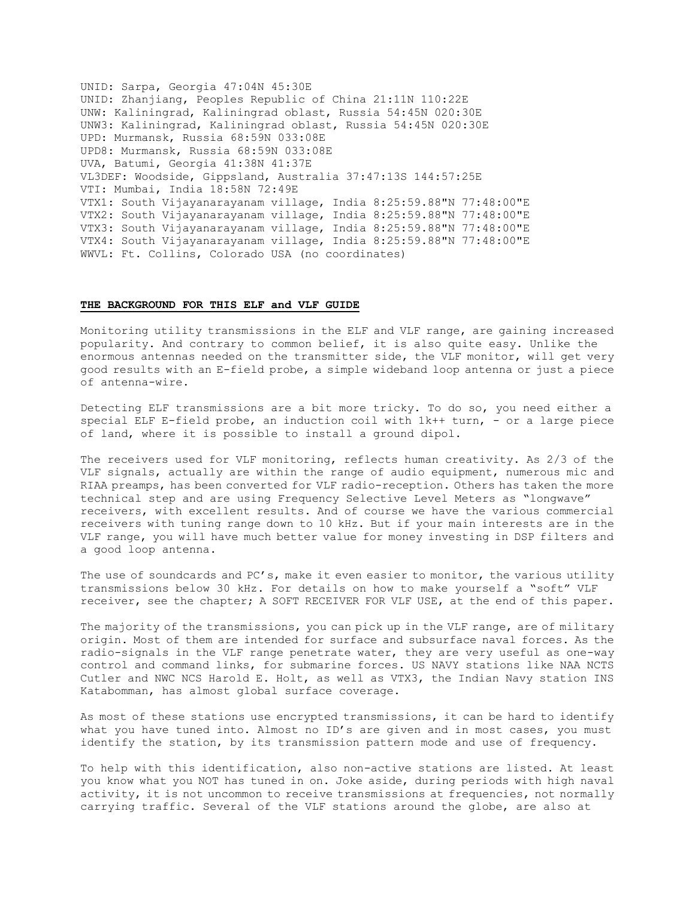UNID: Sarpa, Georgia 47:04N 45:30E
UNID: Zhanjiang, Peoples Republic of China 21:11N 110:22E
UNW: Kaliningrad, Kaliningrad oblast, Russia 54:45N 020:30E
UNW3: Kaliningrad, Kaliningrad oblast, Russia 54:45N 020:30E
UPD: Murmansk, Russia 68:59N 033:08E
UPD8: Murmansk, Russia 68:59N 033:08E
UVA, Batumi, Georgia 41:38N 41:37E
VL3DEF: Woodside, Gippsland, Australia 37:47:13S 144:57:25E
VTI: Mumbai, India 18:58N 72:49E
VTX1: South Vijayanarayanam village, India 8:25:59.88"N 77:48:00"E
VTX2: South Vijayanarayanam village, India 8:25:59.88"N 77:48:00"E
VTX3: South Vijayanarayanam village, India 8:25:59.88"N 77:48:00"E
VTX4: South Vijayanarayanam village, India 8:25:59.88"N 77:48:00"E
WWVL: Ft. Collins, Colorado USA (no coordinates)

## THE BACKGROUND FOR THIS ELF and VLF GUIDE

Monitoring utility transmissions in the ELF and VLF range, are gaining increased popularity. And contrary to common belief, it is also quite easy. Unlike the enormous antennas needed on the transmitter side, the VLF monitor, will get very good results with an E-field probe, a simple wideband loop antenna or just a piece of antenna-wire.

Detecting ELF transmissions are a bit more tricky. To do so, you need either a special ELF E-field probe, an induction coil with 1k++ turn, - or a large piece of land, where it is possible to install a ground dipol.

The receivers used for VLF monitoring, reflects human creativity. As 2/3 of the VLF signals, actually are within the range of audio equipment, numerous mic and RIAA preamps, has been converted for VLF radio-reception. Others has taken the more technical step and are using Frequency Selective Level Meters as "longwave" receivers, with excellent results. And of course we have the various commercial receivers with tuning range down to 10 kHz. But if your main interests are in the VLF range, you will have much better value for money investing in DSP filters and a good loop antenna.

The use of soundcards and PC's, make it even easier to monitor, the various utility transmissions below 30 kHz. For details on how to make yourself a "soft" VLF receiver, see the chapter; A SOFT RECEIVER FOR VLF USE, at the end of this paper.

The majority of the transmissions, you can pick up in the VLF range, are of military origin. Most of them are intended for surface and subsurface naval forces. As the radio-signals in the VLF range penetrate water, they are very useful as one-way control and command links, for submarine forces. US NAVY stations like NAA NCTS Cutler and NWC NCS Harold E. Holt, as well as VTX3, the Indian Navy station INS Katabomman, has almost global surface coverage.

As most of these stations use encrypted transmissions, it can be hard to identify what you have tuned into. Almost no ID's are given and in most cases, you must identify the station, by its transmission pattern mode and use of frequency.

To help with this identification, also non-active stations are listed. At least you know what you NOT has tuned in on. Joke aside, during periods with high naval activity, it is not uncommon to receive transmissions at frequencies, not normally carrying traffic. Several of the VLF stations around the globe, are also at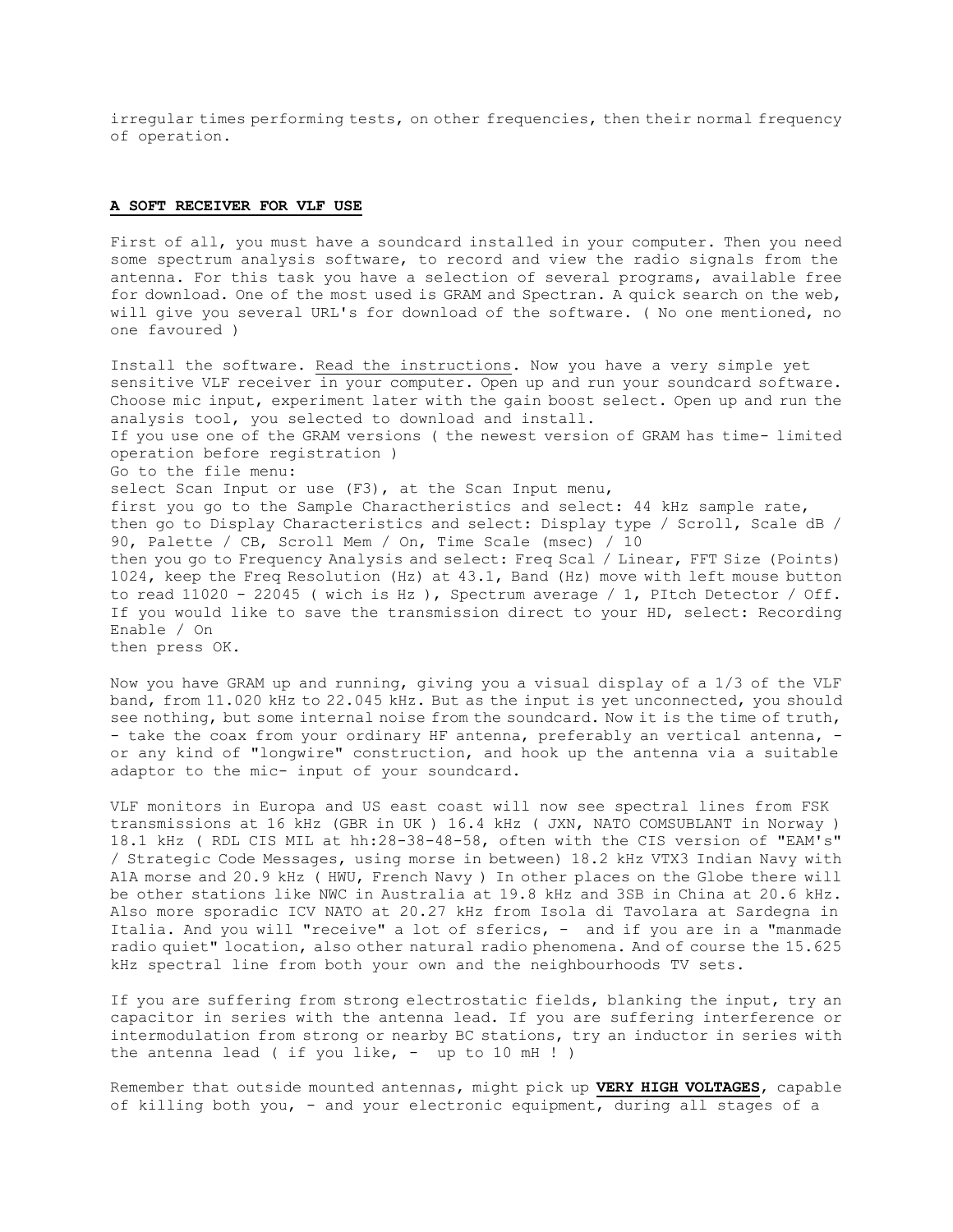irregular times performing tests, on other frequencies, then their normal frequency of operation.

## **A SOFT RECEIVER FOR VLF USE**

First of all, you must have a soundcard installed in your computer. Then you need some spectrum analysis software, to record and view the radio signals from the antenna. For this task you have a selection of several programs, available free for download. One of the most used is GRAM and Spectran. A quick search on the web, will give you several URL's for download of the software. ( No one mentioned, no one favoured )

Install the software. Read the instructions. Now you have a very simple yet sensitive VLF receiver in your computer. Open up and run your soundcard software. Choose mic input, experiment later with the gain boost select. Open up and run the analysis tool, you selected to download and install.
If you use one of the GRAM versions ( the newest version of GRAM has time- limited operation before registration )
Go to the file menu:
select Scan Input or use (F3), at the Scan Input menu,
first you go to the Sample Charactheristics and select: 44 kHz sample rate,
then go to Display Characteristics and select: Display type / Scroll, Scale dB / 90, Palette / CB, Scroll Mem / On, Time Scale (msec) / 10
then you go to Frequency Analysis and select: Freq Scal / Linear, FFT Size (Points) 1024, keep the Freq Resolution (Hz) at 43.1, Band (Hz) move with left mouse button to read 11020 - 22045 ( wich is Hz ), Spectrum average / 1, PItch Detector / Off.
If you would like to save the transmission direct to your HD, select: Recording Enable / On
then press OK.

Now you have GRAM up and running, giving you a visual display of a 1/3 of the VLF band, from 11.020 kHz to 22.045 kHz. But as the input is yet unconnected, you should see nothing, but some internal noise from the soundcard. Now it is the time of truth, - take the coax from your ordinary HF antenna, preferably an vertical antenna, - or any kind of "longwire" construction, and hook up the antenna via a suitable adaptor to the mic- input of your soundcard.

VLF monitors in Europa and US east coast will now see spectral lines from FSK transmissions at 16 kHz (GBR in UK ) 16.4 kHz ( JXN, NATO COMSUBLANT in Norway ) 18.1 kHz ( RDL CIS MIL at hh:28-38-48-58, often with the CIS version of "EAM's" / Strategic Code Messages, using morse in between) 18.2 kHz VTX3 Indian Navy with A1A morse and 20.9 kHz ( HWU, French Navy ) In other places on the Globe there will be other stations like NWC in Australia at 19.8 kHz and 3SB in China at 20.6 kHz. Also more sporadic ICV NATO at 20.27 kHz from Isola di Tavolara at Sardegna in Italia. And you will "receive" a lot of sferics, - and if you are in a "manmade radio quiet" location, also other natural radio phenomena. And of course the 15.625 kHz spectral line from both your own and the neighbourhoods TV sets.

If you are suffering from strong electrostatic fields, blanking the input, try an capacitor in series with the antenna lead. If you are suffering interference or intermodulation from strong or nearby BC stations, try an inductor in series with the antenna lead ( if you like, - up to 10 mH ! )

Remember that outside mounted antennas, might pick up **VERY HIGH VOLTAGES**, capable of killing both you, - and your electronic equipment, during all stages of a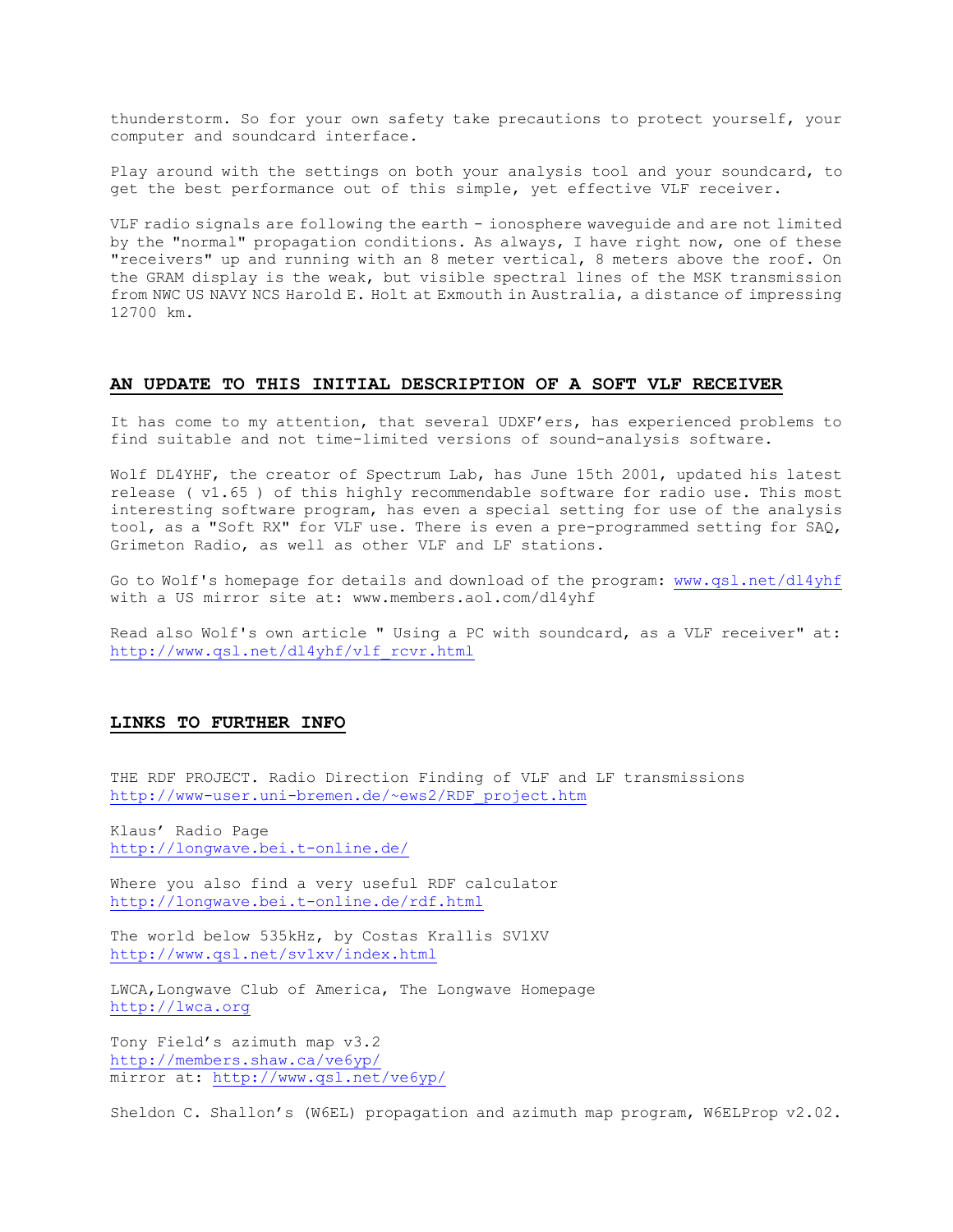thunderstorm. So for your own safety take precautions to protect yourself, your computer and soundcard interface.

Play around with the settings on both your analysis tool and your soundcard, to get the best performance out of this simple, yet effective VLF receiver.

VLF radio signals are following the earth - ionosphere waveguide and are not limited by the "normal" propagation conditions. As always, I have right now, one of these "receivers" up and running with an 8 meter vertical, 8 meters above the roof. On the GRAM display is the weak, but visible spectral lines of the MSK transmission from NWC US NAVY NCS Harold E. Holt at Exmouth in Australia, a distance of impressing 12700 km.

## AN UPDATE TO THIS INITIAL DESCRIPTION OF A SOFT VLF RECEIVER

It has come to my attention, that several UDXF'ers, has experienced problems to find suitable and not time-limited versions of sound-analysis software.

Wolf DL4YHF, the creator of Spectrum Lab, has June 15th 2001, updated his latest release ( v1.65 ) of this highly recommendable software for radio use. This most interesting software program, has even a special setting for use of the analysis tool, as a "Soft RX" for VLF use. There is even a pre-programmed setting for SAQ, Grimeton Radio, as well as other VLF and LF stations.

Go to Wolf's homepage for details and download of the program: www.qsl.net/dl4yhf with a US mirror site at: www.members.aol.com/dl4yhf

Read also Wolf's own article " Using a PC with soundcard, as a VLF receiver" at: http://www.qsl.net/dl4yhf/vlf_rcvr.html

## LINKS TO FURTHER INFO

THE RDF PROJECT. Radio Direction Finding of VLF and LF transmissions
http://www-user.uni-bremen.de/~ews2/RDF_project.htm

Klaus' Radio Page
http://longwave.bei.t-online.de/

Where you also find a very useful RDF calculator
http://longwave.bei.t-online.de/rdf.html

The world below 535kHz, by Costas Krallis SV1XV
http://www.qsl.net/sv1xv/index.html

LWCA,Longwave Club of America, The Longwave Homepage
http://lwca.org

Tony Field's azimuth map v3.2
http://members.shaw.ca/ve6yp/
mirror at: http://www.qsl.net/ve6yp/

Sheldon C. Shallon's (W6EL) propagation and azimuth map program, W6ELProp v2.02.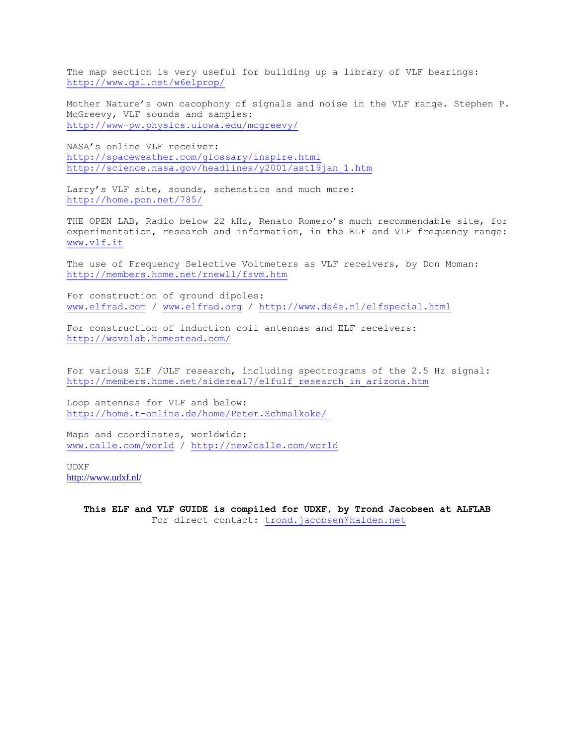The map section is very useful for building up a library of VLF bearings:
http://www.qsl.net/w6elprop/

Mother Nature's own cacophony of signals and noise in the VLF range. Stephen P. McGreevy, VLF sounds and samples:
http://www-pw.physics.uiowa.edu/mcgreevy/

NASA's online VLF receiver:
http://spaceweather.com/glossary/inspire.html
http://science.nasa.gov/headlines/y2001/ast19jan_1.htm

Larry's VLF site, sounds, schematics and much more:
http://home.pon.net/785/

THE OPEN LAB, Radio below 22 kHz, Renato Romero's much recommendable site, for experimentation, research and information, in the ELF and VLF frequency range:
www.vlf.it

The use of Frequency Selective Voltmeters as VLF receivers, by Don Moman:
http://members.home.net/rnewll/fsvm.htm

For construction of ground dipoles:
www.elfrad.com / www.elfrad.org / http://www.da4e.nl/elfspecial.html

For construction of induction coil antennas and ELF receivers:
http://wavelab.homestead.com/

For various ELF /ULF research, including spectrograms of the 2.5 Hz signal:
http://members.home.net/sidereal7/elfulf_research_in_arizona.htm

Loop antennas for VLF and below:
http://home.t-online.de/home/Peter.Schmalkoke/

Maps and coordinates, worldwide:
www.calle.com/world / http://new2calle.com/world

UDXF
http://www.udxf.nl/

**This ELF and VLF GUIDE is compiled for UDXF, by Trond Jacobsen at ALFLAB**
For direct contact: trond.jacobsen@halden.net